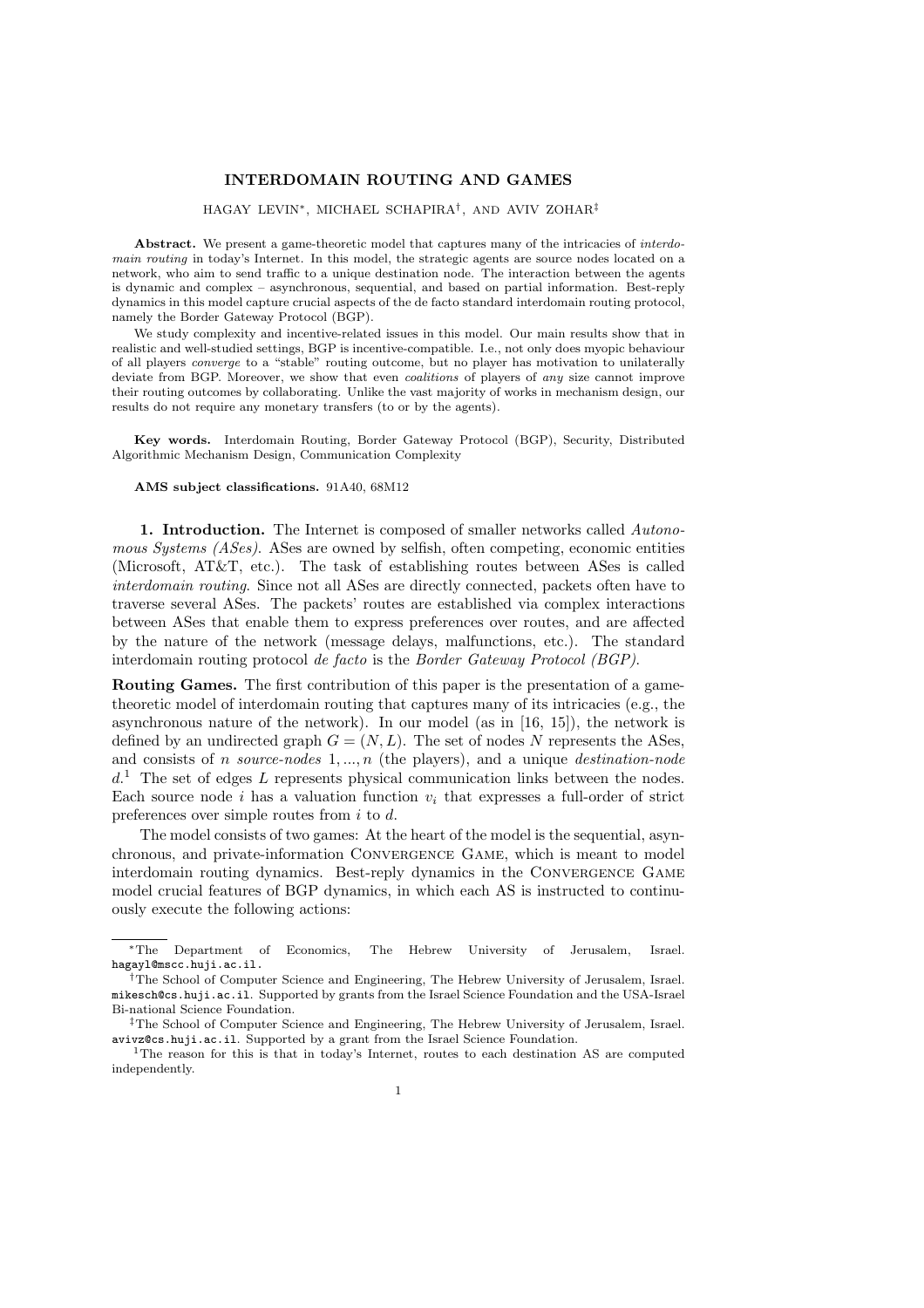# INTERDOMAIN ROUTING AND GAMES

HAGAY LEVIN*, MICHAEL SCHAPIRA†, AND AVIV ZOHAR‡

**Abstract.** We present a game-theoretic model that captures many of the intricacies of *interdomain routing* in today's Internet. In this model, the strategic agents are source nodes located on a network, who aim to send traffic to a unique destination node. The interaction between the agents is dynamic and complex – asynchronous, sequential, and based on partial information. Best-reply dynamics in this model capture crucial aspects of the de facto standard interdomain routing protocol, namely the Border Gateway Protocol (BGP).

We study complexity and incentive-related issues in this model. Our main results show that in realistic and well-studied settings, BGP is incentive-compatible. I.e., not only does myopic behaviour of all players *converge* to a "stable" routing outcome, but no player has motivation to unilaterally deviate from BGP. Moreover, we show that even *coalitions* of players of *any* size cannot improve their routing outcomes by collaborating. Unlike the vast majority of works in mechanism design, our results do not require any monetary transfers (to or by the agents).

**Key words.** Interdomain Routing, Border Gateway Protocol (BGP), Security, Distributed Algorithmic Mechanism Design, Communication Complexity

**AMS subject classifications.** 91A40, 68M12

## 1. Introduction.

The Internet is composed of smaller networks called *Autonomous Systems (ASes)*. ASes are owned by selfish, often competing, economic entities (Microsoft, AT&T, etc.). The task of establishing routes between ASes is called *interdomain routing*. Since not all ASes are directly connected, packets often have to traverse several ASes. The packets' routes are established via complex interactions between ASes that enable them to express preferences over routes, and are affected by the nature of the network (message delays, malfunctions, etc.). The standard interdomain routing protocol *de facto* is the *Border Gateway Protocol (BGP)*.

**Routing Games.** The first contribution of this paper is the presentation of a game-theoretic model of interdomain routing that captures many of its intricacies (e.g., the asynchronous nature of the network). In our model (as in [16, 15]), the network is defined by an undirected graph $G = (N, L)$. The set of nodes $N$ represents the ASes, and consists of $n$ *source-nodes* $1, ..., n$ (the players), and a unique *destination-node* $d$.[1] The set of edges $L$ represents physical communication links between the nodes. Each source node $i$ has a valuation function $v_i$ that expresses a full-order of strict preferences over simple routes from $i$ to $d$.

The model consists of two games: At the heart of the model is the sequential, asynchronous, and private-information CONVERGENCE GAME, which is meant to model interdomain routing dynamics. Best-reply dynamics in the CONVERGENCE GAME model crucial features of BGP dynamics, in which each AS is instructed to continuously execute the following actions:

---

*The Department of Economics, The Hebrew University of Jerusalem, Israel. hagayl@mscc.huji.ac.il.

†The School of Computer Science and Engineering, The Hebrew University of Jerusalem, Israel. mikesch@cs.huji.ac.il. Supported by grants from the Israel Science Foundation and the USA-Israel Bi-national Science Foundation.

‡The School of Computer Science and Engineering, The Hebrew University of Jerusalem, Israel. avivz@cs.huji.ac.il. Supported by a grant from the Israel Science Foundation.

[1] The reason for this is that in today's Internet, routes to each destination AS are computed independently.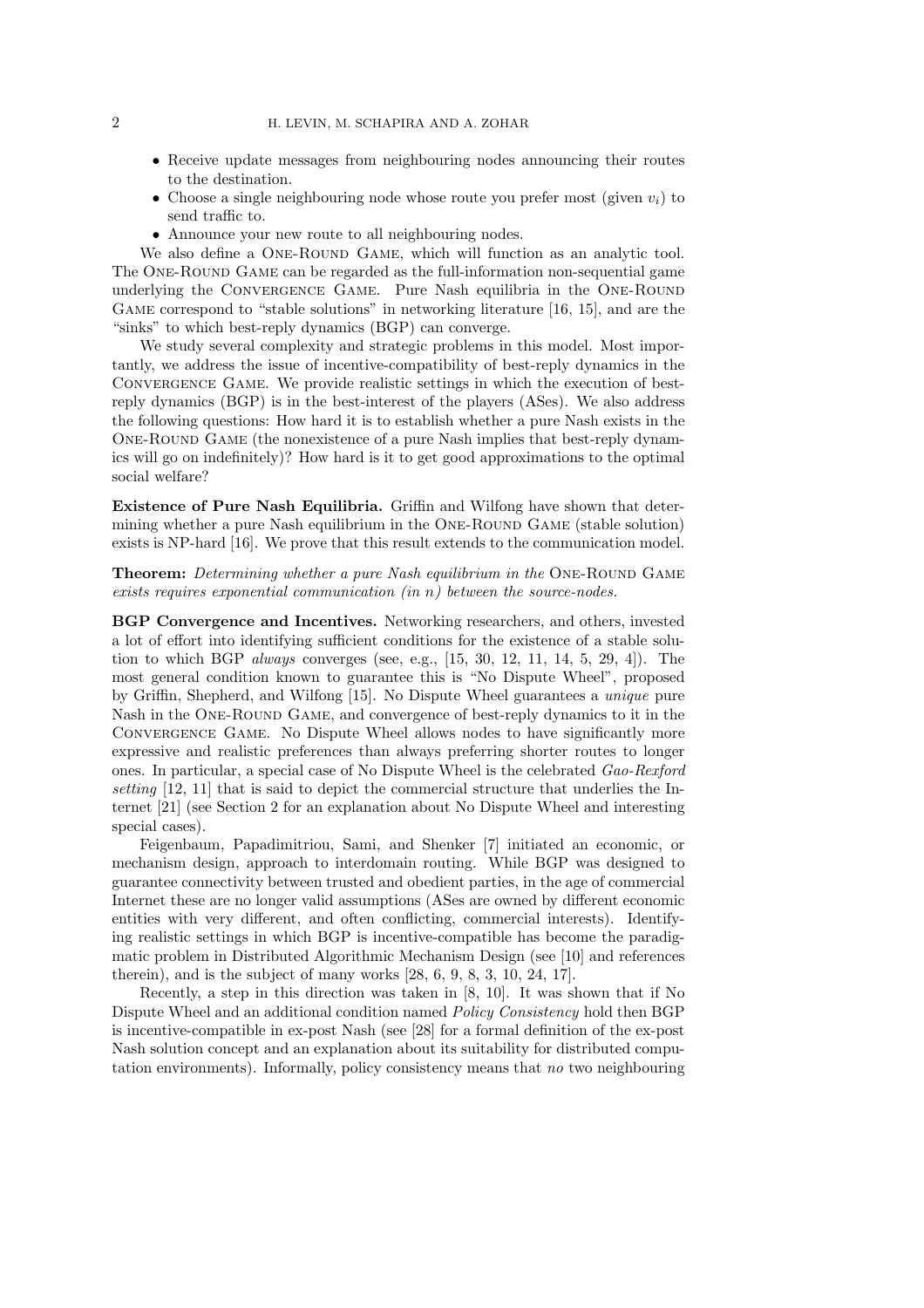- Receive update messages from neighbouring nodes announcing their routes to the destination.
- Choose a single neighbouring node whose route you prefer most (given $v_i$) to send traffic to.
- Announce your new route to all neighbouring nodes.

We also define a One-Round Game, which will function as an analytic tool. The One-Round Game can be regarded as the full-information non-sequential game underlying the Convergence Game. Pure Nash equilibria in the One-Round Game correspond to "stable solutions" in networking literature [16, 15], and are the "sinks" to which best-reply dynamics (BGP) can converge.

We study several complexity and strategic problems in this model. Most importantly, we address the issue of incentive-compatibility of best-reply dynamics in the Convergence Game. We provide realistic settings in which the execution of best-reply dynamics (BGP) is in the best-interest of the players (ASes). We also address the following questions: How hard it is to establish whether a pure Nash exists in the One-Round Game (the nonexistence of a pure Nash implies that best-reply dynamics will go on indefinitely)? How hard is it to get good approximations to the optimal social welfare?

**Existence of Pure Nash Equilibria.** Griffin and Wilfong have shown that determining whether a pure Nash equilibrium in the One-Round Game (stable solution) exists is NP-hard [16]. We prove that this result extends to the communication model.

**Theorem:** *Determining whether a pure Nash equilibrium in the* One-Round Game *exists requires exponential communication (in n) between the source-nodes.*

**BGP Convergence and Incentives.** Networking researchers, and others, invested a lot of effort into identifying sufficient conditions for the existence of a stable solution to which BGP *always* converges (see, e.g., [15, 30, 12, 11, 14, 5, 29, 4]). The most general condition known to guarantee this is "No Dispute Wheel", proposed by Griffin, Shepherd, and Wilfong [15]. No Dispute Wheel guarantees a *unique* pure Nash in the One-Round Game, and convergence of best-reply dynamics to it in the Convergence Game. No Dispute Wheel allows nodes to have significantly more expressive and realistic preferences than always preferring shorter routes to longer ones. In particular, a special case of No Dispute Wheel is the celebrated *Gao-Rexford setting* [12, 11] that is said to depict the commercial structure that underlies the Internet [21] (see Section 2 for an explanation about No Dispute Wheel and interesting special cases).

Feigenbaum, Papadimitriou, Sami, and Shenker [7] initiated an economic, or mechanism design, approach to interdomain routing. While BGP was designed to guarantee connectivity between trusted and obedient parties, in the age of commercial Internet these are no longer valid assumptions (ASes are owned by different economic entities with very different, and often conflicting, commercial interests). Identifying realistic settings in which BGP is incentive-compatible has become the paradigmatic problem in Distributed Algorithmic Mechanism Design (see [10] and references therein), and is the subject of many works [28, 6, 9, 8, 3, 10, 24, 17].

Recently, a step in this direction was taken in [8, 10]. It was shown that if No Dispute Wheel and an additional condition named *Policy Consistency* hold then BGP is incentive-compatible in ex-post Nash (see [28] for a formal definition of the ex-post Nash solution concept and an explanation about its suitability for distributed computation environments). Informally, policy consistency means that *no* two neighbouring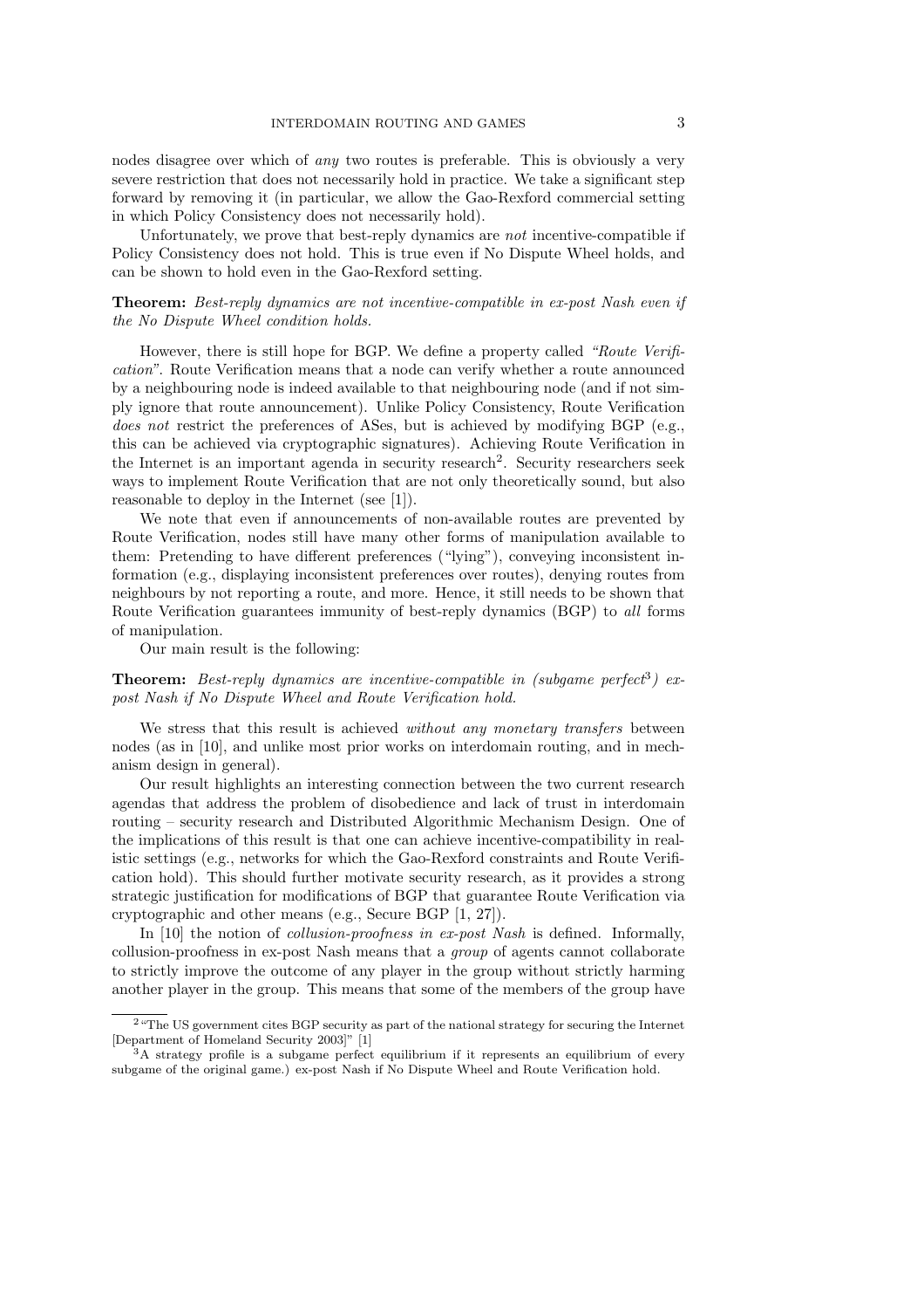nodes disagree over which of *any* two routes is preferable. This is obviously a very severe restriction that does not necessarily hold in practice. We take a significant step forward by removing it (in particular, we allow the Gao-Rexford commercial setting in which Policy Consistency does not necessarily hold).

Unfortunately, we prove that best-reply dynamics are *not* incentive-compatible if Policy Consistency does not hold. This is true even if No Dispute Wheel holds, and can be shown to hold even in the Gao-Rexford setting.

**Theorem:** *Best-reply dynamics are not incentive-compatible in ex-post Nash even if the No Dispute Wheel condition holds.*

However, there is still hope for BGP. We define a property called *"Route Verification"*. Route Verification means that a node can verify whether a route announced by a neighbouring node is indeed available to that neighbouring node (and if not simply ignore that route announcement). Unlike Policy Consistency, Route Verification *does not* restrict the preferences of ASes, but is achieved by modifying BGP (e.g., this can be achieved via cryptographic signatures). Achieving Route Verification in the Internet is an important agenda in security research[2]. Security researchers seek ways to implement Route Verification that are not only theoretically sound, but also reasonable to deploy in the Internet (see [1]).

We note that even if announcements of non-available routes are prevented by Route Verification, nodes still have many other forms of manipulation available to them: Pretending to have different preferences ("lying"), conveying inconsistent information (e.g., displaying inconsistent preferences over routes), denying routes from neighbours by not reporting a route, and more. Hence, it still needs to be shown that Route Verification guarantees immunity of best-reply dynamics (BGP) to *all* forms of manipulation.

Our main result is the following:

**Theorem:** *Best-reply dynamics are incentive-compatible in (subgame perfect[3]) ex-post Nash if No Dispute Wheel and Route Verification hold.*

We stress that this result is achieved *without any monetary transfers* between nodes (as in [10], and unlike most prior works on interdomain routing, and in mechanism design in general).

Our result highlights an interesting connection between the two current research agendas that address the problem of disobedience and lack of trust in interdomain routing – security research and Distributed Algorithmic Mechanism Design. One of the implications of this result is that one can achieve incentive-compatibility in realistic settings (e.g., networks for which the Gao-Rexford constraints and Route Verification hold). This should further motivate security research, as it provides a strong strategic justification for modifications of BGP that guarantee Route Verification via cryptographic and other means (e.g., Secure BGP [1, 27]).

In [10] the notion of *collusion-proofness in ex-post Nash* is defined. Informally, collusion-proofness in ex-post Nash means that a *group* of agents cannot collaborate to strictly improve the outcome of any player in the group without strictly harming another player in the group. This means that some of the members of the group have

[2] "The US government cites BGP security as part of the national strategy for securing the Internet [Department of Homeland Security 2003]" [1]

[3] A strategy profile is a subgame perfect equilibrium if it represents an equilibrium of every subgame of the original game.) ex-post Nash if No Dispute Wheel and Route Verification hold.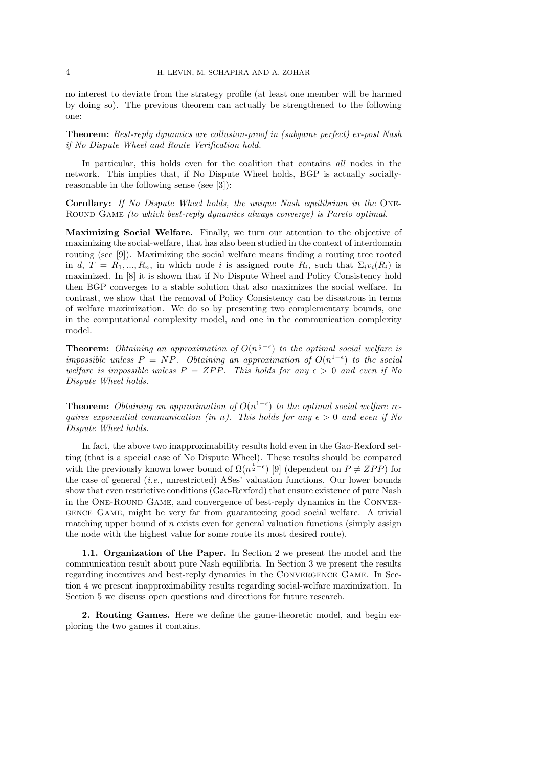no interest to deviate from the strategy profile (at least one member will be harmed by doing so). The previous theorem can actually be strengthened to the following one:

**Theorem:** *Best-reply dynamics are collusion-proof in (subgame perfect) ex-post Nash if No Dispute Wheel and Route Verification hold.*

In particular, this holds even for the coalition that contains *all* nodes in the network. This implies that, if No Dispute Wheel holds, BGP is actually socially-reasonable in the following sense (see [3]):

**Corollary:** *If No Dispute Wheel holds, the unique Nash equilibrium in the* One-Round Game *(to which best-reply dynamics always converge) is Pareto optimal.*

**Maximizing Social Welfare.** Finally, we turn our attention to the objective of maximizing the social-welfare, that has also been studied in the context of interdomain routing (see [9]). Maximizing the social welfare means finding a routing tree rooted in $d$, $T = R_1, ..., R_n$, in which node $i$ is assigned route $R_i$, such that $\Sigma_i v_i(R_i)$ is maximized. In [8] it is shown that if No Dispute Wheel and Policy Consistency hold then BGP converges to a stable solution that also maximizes the social welfare. In contrast, we show that the removal of Policy Consistency can be disastrous in terms of welfare maximization. We do so by presenting two complementary bounds, one in the computational complexity model, and one in the communication complexity model.

**Theorem:** *Obtaining an approximation of $O(n^{\frac{1}{2}-\epsilon})$ to the optimal social welfare is impossible unless $P = NP$. Obtaining an approximation of $O(n^{1-\epsilon})$ to the social welfare is impossible unless $P = ZPP$. This holds for any $\epsilon > 0$ and even if No Dispute Wheel holds.*

**Theorem:** *Obtaining an approximation of $O(n^{1-\epsilon})$ to the optimal social welfare requires exponential communication (in $n$). This holds for any $\epsilon > 0$ and even if No Dispute Wheel holds.*

In fact, the above two inapproximability results hold even in the Gao-Rexford setting (that is a special case of No Dispute Wheel). These results should be compared with the previously known lower bound of $\Omega(n^{\frac{1}{2}-\epsilon})$ [9] (dependent on $P \neq ZPP$) for the case of general (*i.e.*, unrestricted) ASes' valuation functions. Our lower bounds show that even restrictive conditions (Gao-Rexford) that ensure existence of pure Nash in the One-Round Game, and convergence of best-reply dynamics in the Convergence Game, might be very far from guaranteeing good social welfare. A trivial matching upper bound of $n$ exists even for general valuation functions (simply assign the node with the highest value for some route its most desired route).

**1.1. Organization of the Paper.** In Section 2 we present the model and the communication result about pure Nash equilibria. In Section 3 we present the results regarding incentives and best-reply dynamics in the Convergence Game. In Section 4 we present inapproximability results regarding social-welfare maximization. In Section 5 we discuss open questions and directions for future research.

## 2. Routing Games.

Here we define the game-theoretic model, and begin exploring the two games it contains.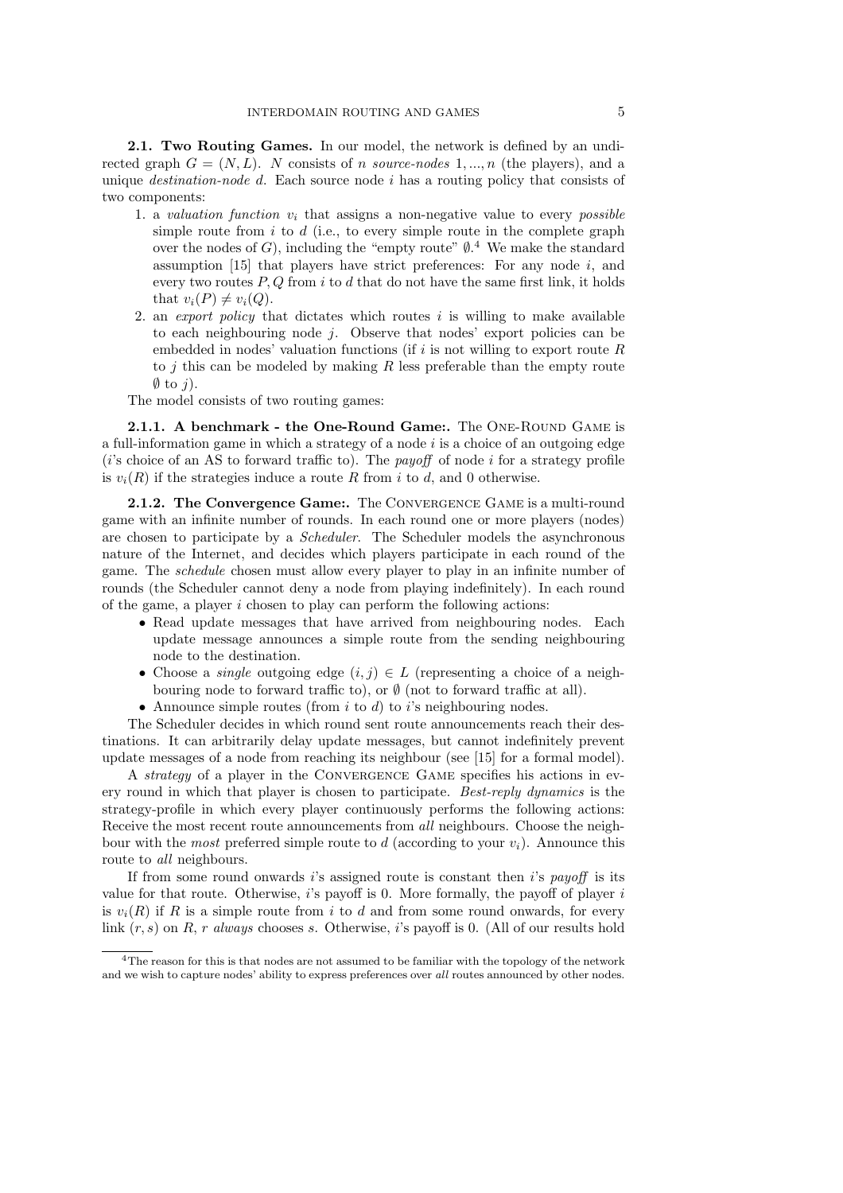**2.1. Two Routing Games.** In our model, the network is defined by an undirected graph $G = (N, L)$. $N$ consists of $n$ *source-nodes* $1, ..., n$ (the players), and a unique *destination-node* $d$. Each source node $i$ has a routing policy that consists of two components:

1. a *valuation function* $v_i$ that assigns a non-negative value to every *possible* simple route from $i$ to $d$ (i.e., to every simple route in the complete graph over the nodes of $G$), including the "empty route" $\emptyset$.[4] We make the standard assumption [15] that players have strict preferences: For any node $i$, and every two routes $P, Q$ from $i$ to $d$ that do not have the same first link, it holds that $v_i(P) \neq v_i(Q)$.
2. an *export policy* that dictates which routes $i$ is willing to make available to each neighbouring node $j$. Observe that nodes' export policies can be embedded in nodes' valuation functions (if $i$ is not willing to export route $R$ to $j$ this can be modeled by making $R$ less preferable than the empty route $\emptyset$ to $j$).

The model consists of two routing games:

**2.1.1. A benchmark - the One-Round Game:.** The One-Round Game is a full-information game in which a strategy of a node $i$ is a choice of an outgoing edge ($i$'s choice of an AS to forward traffic to). The *payoff* of node $i$ for a strategy profile is $v_i(R)$ if the strategies induce a route $R$ from $i$ to $d$, and 0 otherwise.

**2.1.2. The Convergence Game:.** The Convergence Game is a multi-round game with an infinite number of rounds. In each round one or more players (nodes) are chosen to participate by a *Scheduler*. The Scheduler models the asynchronous nature of the Internet, and decides which players participate in each round of the game. The *schedule* chosen must allow every player to play in an infinite number of rounds (the Scheduler cannot deny a node from playing indefinitely). In each round of the game, a player $i$ chosen to play can perform the following actions:

- Read update messages that have arrived from neighbouring nodes. Each update message announces a simple route from the sending neighbouring node to the destination.
- Choose a *single* outgoing edge $(i, j) \in L$ (representing a choice of a neighbouring node to forward traffic to), or $\emptyset$ (not to forward traffic at all).
- Announce simple routes (from $i$ to $d$) to $i$'s neighbouring nodes.

The Scheduler decides in which round sent route announcements reach their destinations. It can arbitrarily delay update messages, but cannot indefinitely prevent update messages of a node from reaching its neighbour (see [15] for a formal model).

A *strategy* of a player in the Convergence Game specifies his actions in every round in which that player is chosen to participate. *Best-reply dynamics* is the strategy-profile in which every player continuously performs the following actions: Receive the most recent route announcements from *all* neighbours. Choose the neighbour with the *most* preferred simple route to $d$ (according to your $v_i$). Announce this route to *all* neighbours.

If from some round onwards $i$'s assigned route is constant then $i$'s *payoff* is its value for that route. Otherwise, $i$'s payoff is 0. More formally, the payoff of player $i$ is $v_i(R)$ if $R$ is a simple route from $i$ to $d$ and from some round onwards, for every link $(r, s)$ on $R$, $r$ *always* chooses $s$. Otherwise, $i$'s payoff is 0. (All of our results hold

[4] The reason for this is that nodes are not assumed to be familiar with the topology of the network and we wish to capture nodes' ability to express preferences over *all* routes announced by other nodes.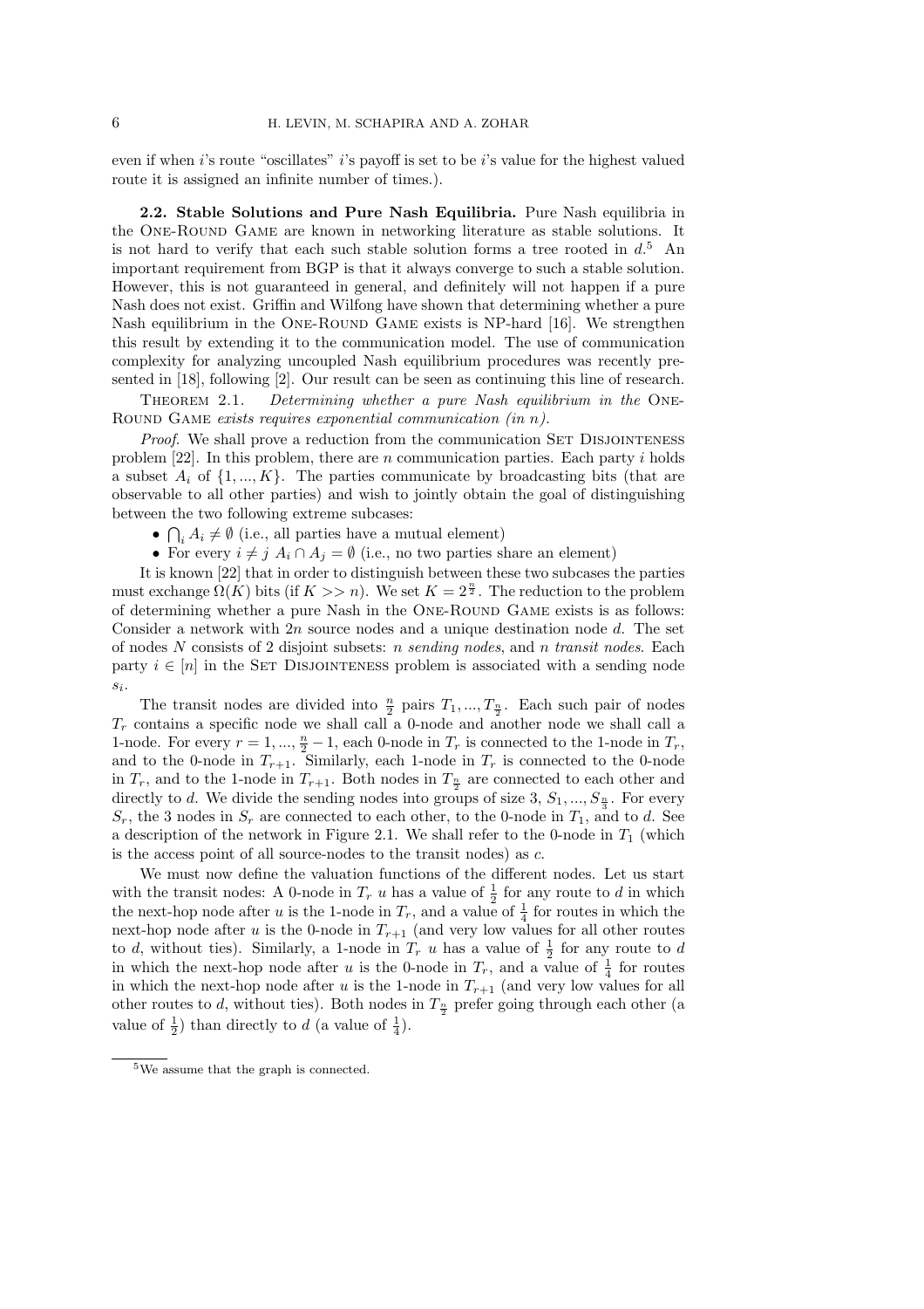even if when $i$'s route "oscillates" $i$'s payoff is set to be $i$'s value for the highest valued route it is assigned an infinite number of times.).

**2.2. Stable Solutions and Pure Nash Equilibria.** Pure Nash equilibria in the One-Round Game are known in networking literature as stable solutions. It is not hard to verify that each such stable solution forms a tree rooted in $d$.[5] An important requirement from BGP is that it always converge to such a stable solution. However, this is not guaranteed in general, and definitely will not happen if a pure Nash does not exist. Griffin and Wilfong have shown that determining whether a pure Nash equilibrium in the One-Round Game exists is NP-hard [16]. We strengthen this result by extending it to the communication model. The use of communication complexity for analyzing uncoupled Nash equilibrium procedures was recently presented in [18], following [2]. Our result can be seen as continuing this line of research.

Theorem 2.1. *Determining whether a pure Nash equilibrium in the* One-Round Game *exists requires exponential communication (in $n$).*

*Proof.* We shall prove a reduction from the communication Set Disjointeness problem [22]. In this problem, there are $n$ communication parties. Each party $i$ holds a subset $A_i$ of $\{1, ..., K\}$. The parties communicate by broadcasting bits (that are observable to all other parties) and wish to jointly obtain the goal of distinguishing between the two following extreme subcases:

- $\bigcap_i A_i \neq \emptyset$ (i.e., all parties have a mutual element)
- For every $i \neq j$ $A_i \cap A_j = \emptyset$ (i.e., no two parties share an element)

It is known [22] that in order to distinguish between these two subcases the parties must exchange $\Omega(K)$ bits (if $K >> n$). We set $K = 2^{\frac{n}{2}}$. The reduction to the problem of determining whether a pure Nash in the One-Round Game exists is as follows: Consider a network with $2n$ source nodes and a unique destination node $d$. The set of nodes $N$ consists of 2 disjoint subsets: $n$ *sending nodes*, and $n$ *transit nodes*. Each party $i \in [n]$ in the Set Disjointeness problem is associated with a sending node $s_i$.

The transit nodes are divided into $\frac{n}{2}$ pairs $T_1, ..., T_{\frac{n}{2}}$. Each such pair of nodes $T_r$ contains a specific node we shall call a 0-node and another node we shall call a 1-node. For every $r = 1, ..., \frac{n}{2} - 1$, each 0-node in $T_r$ is connected to the 1-node in $T_r$, and to the 0-node in $T_{r+1}$. Similarly, each 1-node in $T_r$ is connected to the 0-node in $T_r$, and to the 1-node in $T_{r+1}$. Both nodes in $T_{\frac{n}{2}}$ are connected to each other and directly to $d$. We divide the sending nodes into groups of size 3, $S_1, ..., S_{\frac{n}{3}}$. For every $S_r$, the 3 nodes in $S_r$ are connected to each other, to the 0-node in $T_1$, and to $d$. See a description of the network in Figure 2.1. We shall refer to the 0-node in $T_1$ (which is the access point of all source-nodes to the transit nodes) as $c$.

We must now define the valuation functions of the different nodes. Let us start with the transit nodes: A 0-node in $T_r$ $u$ has a value of $\frac{1}{2}$ for any route to $d$ in which the next-hop node after $u$ is the 1-node in $T_r$, and a value of $\frac{1}{4}$ for routes in which the next-hop node after $u$ is the 0-node in $T_{r+1}$ (and very low values for all other routes to $d$, without ties). Similarly, a 1-node in $T_r$ $u$ has a value of $\frac{1}{2}$ for any route to $d$ in which the next-hop node after $u$ is the 0-node in $T_r$, and a value of $\frac{1}{4}$ for routes in which the next-hop node after $u$ is the 1-node in $T_{r+1}$ (and very low values for all other routes to $d$, without ties). Both nodes in $T_{\frac{n}{2}}$ prefer going through each other (a value of $\frac{1}{2}$) than directly to $d$ (a value of $\frac{1}{4}$).

[5] We assume that the graph is connected.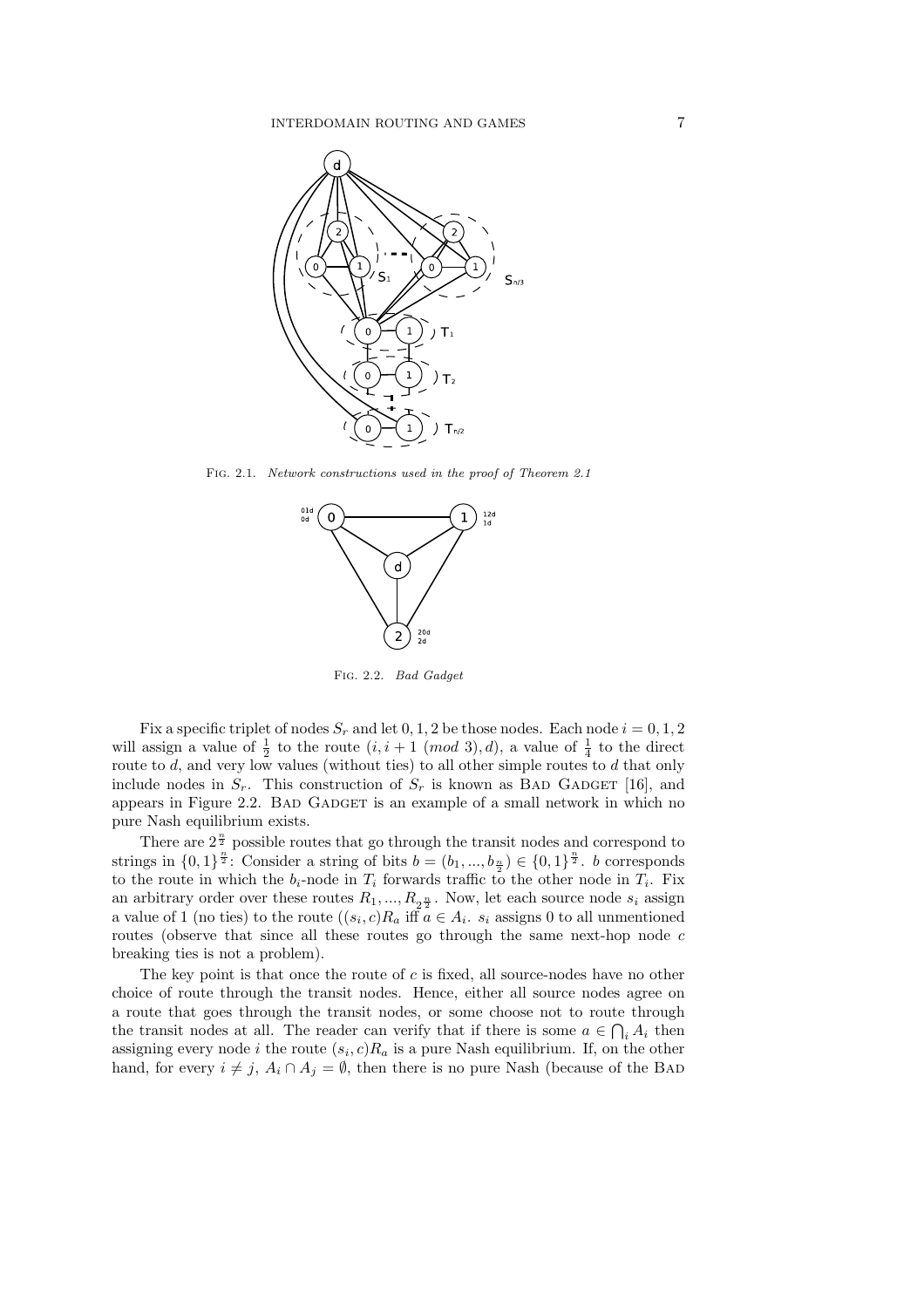Fig. 2.1. *Network constructions used in the proof of Theorem 2.1*

Fig. 2.2. *Bad Gadget*

Fix a specific triplet of nodes $S_r$ and let $0, 1, 2$ be those nodes. Each node $i = 0, 1, 2$ will assign a value of $\frac{1}{2}$ to the route $(i, i+1 \ (mod\ 3), d)$, a value of $\frac{1}{4}$ to the direct route to $d$, and very low values (without ties) to all other simple routes to $d$ that only include nodes in $S_r$. This construction of $S_r$ is known as Bad Gadget [16], and appears in Figure 2.2. Bad Gadget is an example of a small network in which no pure Nash equilibrium exists.

There are $2^{\frac{n}{2}}$ possible routes that go through the transit nodes and correspond to strings in $\{0,1\}^{\frac{n}{2}}$: Consider a string of bits $b = (b_1, ..., b_{\frac{n}{2}}) \in \{0,1\}^{\frac{n}{2}}$. $b$ corresponds to the route in which the $b_i$-node in $T_i$ forwards traffic to the other node in $T_i$. Fix an arbitrary order over these routes $R_1, ..., R_{2^{\frac{n}{2}}}$. Now, let each source node $s_i$ assign a value of 1 (no ties) to the route $((s_i, c)R_a$ iff $a \in A_i$. $s_i$ assigns 0 to all unmentioned routes (observe that since all these routes go through the same next-hop node $c$ breaking ties is not a problem).

The key point is that once the route of $c$ is fixed, all source-nodes have no other choice of route through the transit nodes. Hence, either all source nodes agree on a route that goes through the transit nodes, or some choose not to route through the transit nodes at all. The reader can verify that if there is some $a \in \bigcap_i A_i$ then assigning every node $i$ the route $(s_i, c)R_a$ is a pure Nash equilibrium. If, on the other hand, for every $i \neq j$, $A_i \cap A_j = \emptyset$, then there is no pure Nash (because of the Bad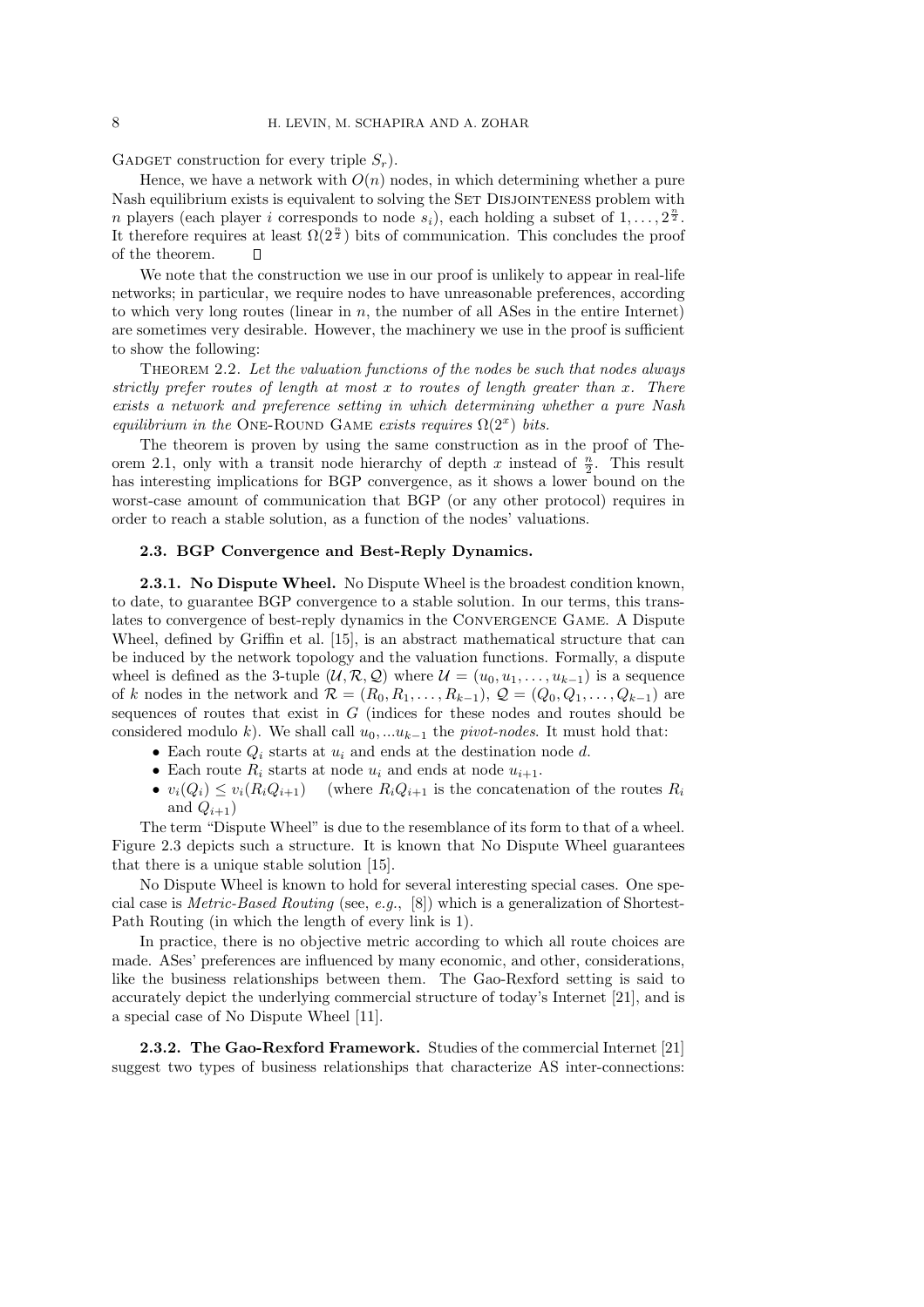GADGET construction for every triple $S_r$).

Hence, we have a network with $O(n)$ nodes, in which determining whether a pure Nash equilibrium exists is equivalent to solving the SET DISJOINTENESS problem with $n$ players (each player $i$ corresponds to node $s_i$), each holding a subset of $1, \ldots, 2^{\frac{n}{2}}$. It therefore requires at least $\Omega(2^{\frac{n}{2}})$ bits of communication. This concludes the proof of the theorem. $\square$

We note that the construction we use in our proof is unlikely to appear in real-life networks; in particular, we require nodes to have unreasonable preferences, according to which very long routes (linear in $n$, the number of all ASes in the entire Internet) are sometimes very desirable. However, the machinery we use in the proof is sufficient to show the following:

THEOREM 2.2. *Let the valuation functions of the nodes be such that nodes always strictly prefer routes of length at most $x$ to routes of length greater than $x$. There exists a network and preference setting in which determining whether a pure Nash equilibrium in the* ONE-ROUND GAME *exists requires $\Omega(2^x)$ bits.*

The theorem is proven by using the same construction as in the proof of Theorem 2.1, only with a transit node hierarchy of depth $x$ instead of $\frac{n}{2}$. This result has interesting implications for BGP convergence, as it shows a lower bound on the worst-case amount of communication that BGP (or any other protocol) requires in order to reach a stable solution, as a function of the nodes' valuations.

### 2.3. BGP Convergence and Best-Reply Dynamics.

**2.3.1. No Dispute Wheel.** No Dispute Wheel is the broadest condition known, to date, to guarantee BGP convergence to a stable solution. In our terms, this translates to convergence of best-reply dynamics in the CONVERGENCE GAME. A Dispute Wheel, defined by Griffin et al. [15], is an abstract mathematical structure that can be induced by the network topology and the valuation functions. Formally, a dispute wheel is defined as the 3-tuple $(\mathcal{U}, \mathcal{R}, \mathcal{Q})$ where $\mathcal{U} = (u_0, u_1, \ldots, u_{k-1})$ is a sequence of $k$ nodes in the network and $\mathcal{R} = (R_0, R_1, \ldots, R_{k-1})$, $\mathcal{Q} = (Q_0, Q_1, \ldots, Q_{k-1})$ are sequences of routes that exist in $G$ (indices for these nodes and routes should be considered modulo $k$). We shall call $u_0, \ldots u_{k-1}$ the *pivot-nodes*. It must hold that:

- Each route $Q_i$ starts at $u_i$ and ends at the destination node $d$.
- Each route $R_i$ starts at node $u_i$ and ends at node $u_{i+1}$.
- $v_i(Q_i) \leq v_i(R_i Q_{i+1})$ (where $R_i Q_{i+1}$ is the concatenation of the routes $R_i$ and $Q_{i+1}$)

The term "Dispute Wheel" is due to the resemblance of its form to that of a wheel. Figure 2.3 depicts such a structure. It is known that No Dispute Wheel guarantees that there is a unique stable solution [15].

No Dispute Wheel is known to hold for several interesting special cases. One special case is *Metric-Based Routing* (see, *e.g.*, [8]) which is a generalization of Shortest-Path Routing (in which the length of every link is 1).

In practice, there is no objective metric according to which all route choices are made. ASes' preferences are influenced by many economic, and other, considerations, like the business relationships between them. The Gao-Rexford setting is said to accurately depict the underlying commercial structure of today's Internet [21], and is a special case of No Dispute Wheel [11].

**2.3.2. The Gao-Rexford Framework.** Studies of the commercial Internet [21] suggest two types of business relationships that characterize AS inter-connections: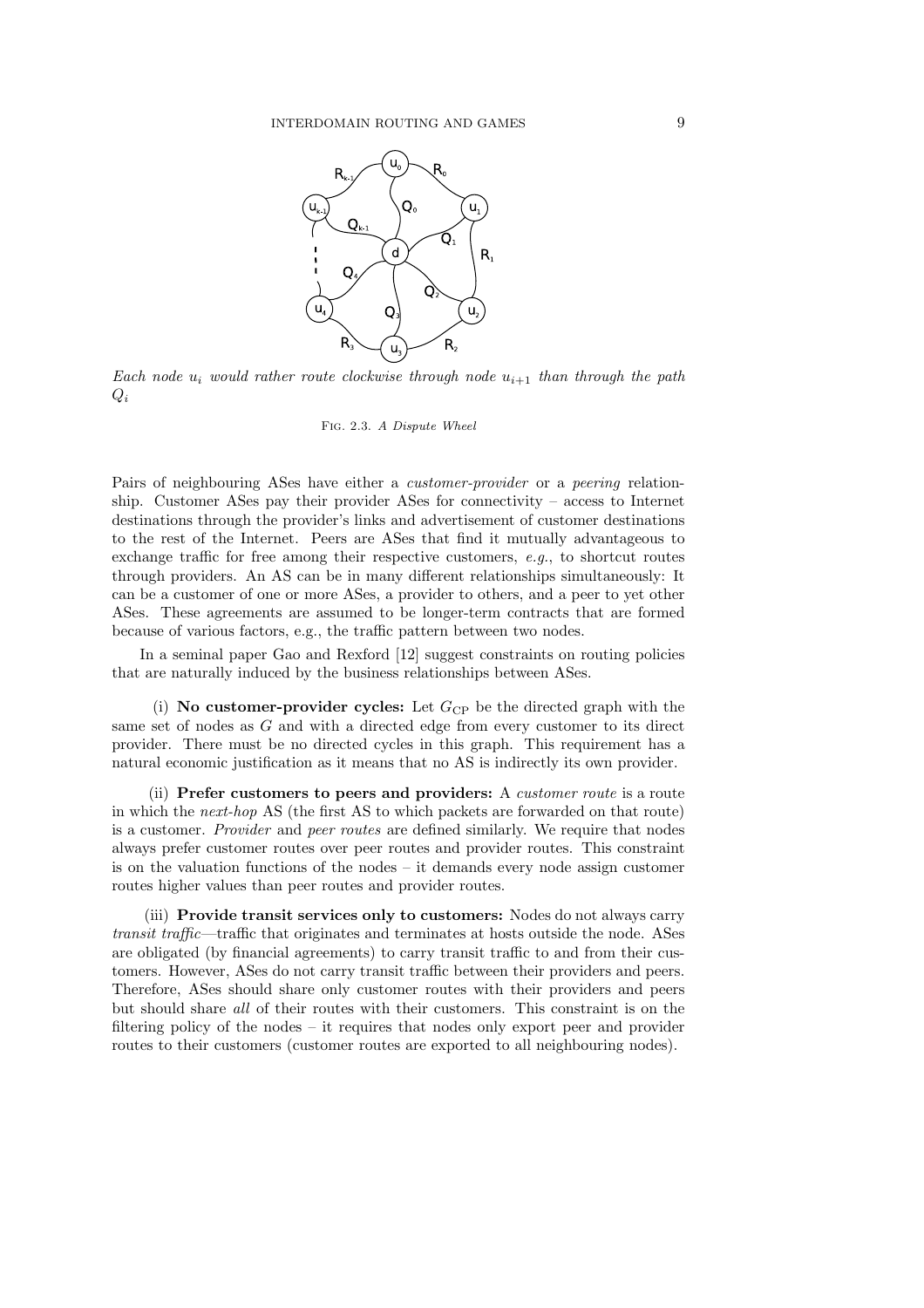Each node $u_i$ would rather route clockwise through node $u_{i+1}$ than through the path $Q_i$

Fig. 2.3. *A Dispute Wheel*

Pairs of neighbouring ASes have either a *customer-provider* or a *peering* relationship. Customer ASes pay their provider ASes for connectivity – access to Internet destinations through the provider's links and advertisement of customer destinations to the rest of the Internet. Peers are ASes that find it mutually advantageous to exchange traffic for free among their respective customers, *e.g.*, to shortcut routes through providers. An AS can be in many different relationships simultaneously: It can be a customer of one or more ASes, a provider to others, and a peer to yet other ASes. These agreements are assumed to be longer-term contracts that are formed because of various factors, e.g., the traffic pattern between two nodes.

In a seminal paper Gao and Rexford [12] suggest constraints on routing policies that are naturally induced by the business relationships between ASes.

(i) **No customer-provider cycles:** Let $G_{\text{CP}}$ be the directed graph with the same set of nodes as $G$ and with a directed edge from every customer to its direct provider. There must be no directed cycles in this graph. This requirement has a natural economic justification as it means that no AS is indirectly its own provider.

(ii) **Prefer customers to peers and providers:** A *customer route* is a route in which the *next-hop* AS (the first AS to which packets are forwarded on that route) is a customer. *Provider* and *peer routes* are defined similarly. We require that nodes always prefer customer routes over peer routes and provider routes. This constraint is on the valuation functions of the nodes – it demands every node assign customer routes higher values than peer routes and provider routes.

(iii) **Provide transit services only to customers:** Nodes do not always carry *transit traffic*—traffic that originates and terminates at hosts outside the node. ASes are obligated (by financial agreements) to carry transit traffic to and from their customers. However, ASes do not carry transit traffic between their providers and peers. Therefore, ASes should share only customer routes with their providers and peers but should share *all* of their routes with their customers. This constraint is on the filtering policy of the nodes – it requires that nodes only export peer and provider routes to their customers (customer routes are exported to all neighbouring nodes).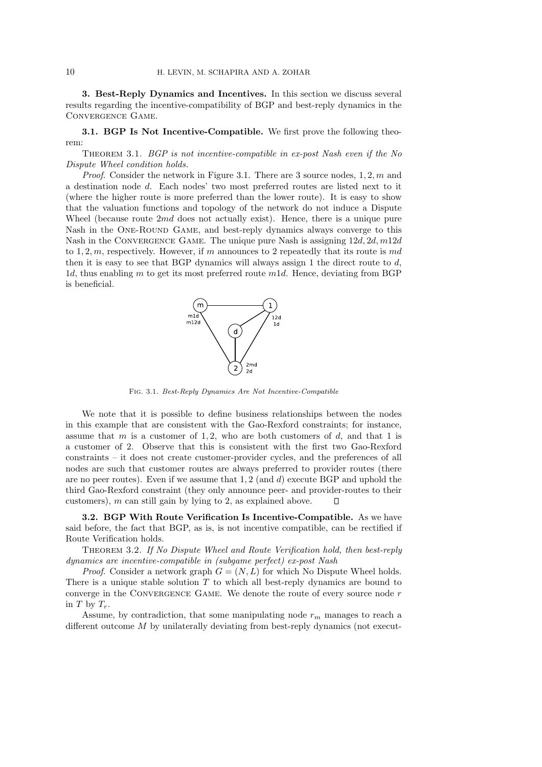## 3. Best-Reply Dynamics and Incentives.

In this section we discuss several results regarding the incentive-compatibility of BGP and best-reply dynamics in the Convergence Game.

### 3.1. BGP Is Not Incentive-Compatible.

We first prove the following theorem:

Theorem 3.1. *BGP is not incentive-compatible in ex-post Nash even if the No Dispute Wheel condition holds.*

*Proof*. Consider the network in Figure 3.1. There are 3 source nodes, $1, 2, m$ and a destination node $d$. Each nodes' two most preferred routes are listed next to it (where the higher route is more preferred than the lower route). It is easy to show that the valuation functions and topology of the network do not induce a Dispute Wheel (because route $2md$ does not actually exist). Hence, there is a unique pure Nash in the One-Round Game, and best-reply dynamics always converge to this Nash in the Convergence Game. The unique pure Nash is assigning $12d, 2d, m12d$ to $1, 2, m$, respectively. However, if $m$ announces to 2 repeatedly that its route is $md$ then it is easy to see that BGP dynamics will always assign 1 the direct route to $d$, $1d$, thus enabling $m$ to get its most preferred route $m1d$. Hence, deviating from BGP is beneficial.

Fig. 3.1. *Best-Reply Dynamics Are Not Incentive-Compatible*

We note that it is possible to define business relationships between the nodes in this example that are consistent with the Gao-Rexford constraints; for instance, assume that $m$ is a customer of $1, 2$, who are both customers of $d$, and that 1 is a customer of 2. Observe that this is consistent with the first two Gao-Rexford constraints – it does not create customer-provider cycles, and the preferences of all nodes are such that customer routes are always preferred to provider routes (there are no peer routes). Even if we assume that $1, 2$ (and $d$) execute BGP and uphold the third Gao-Rexford constraint (they only announce peer- and provider-routes to their customers), $m$ can still gain by lying to 2, as explained above. ∎

### 3.2. BGP With Route Verification Is Incentive-Compatible.

As we have said before, the fact that BGP, as is, is not incentive compatible, can be rectified if Route Verification holds.

Theorem 3.2. *If No Dispute Wheel and Route Verification hold, then best-reply dynamics are incentive-compatible in (subgame perfect) ex-post Nash*

*Proof*. Consider a network graph $G = (N, L)$ for which No Dispute Wheel holds. There is a unique stable solution $T$ to which all best-reply dynamics are bound to converge in the Convergence Game. We denote the route of every source node $r$ in $T$ by $T_r$.

Assume, by contradiction, that some manipulating node $r_m$ manages to reach a different outcome $M$ by unilaterally deviating from best-reply dynamics (not execut-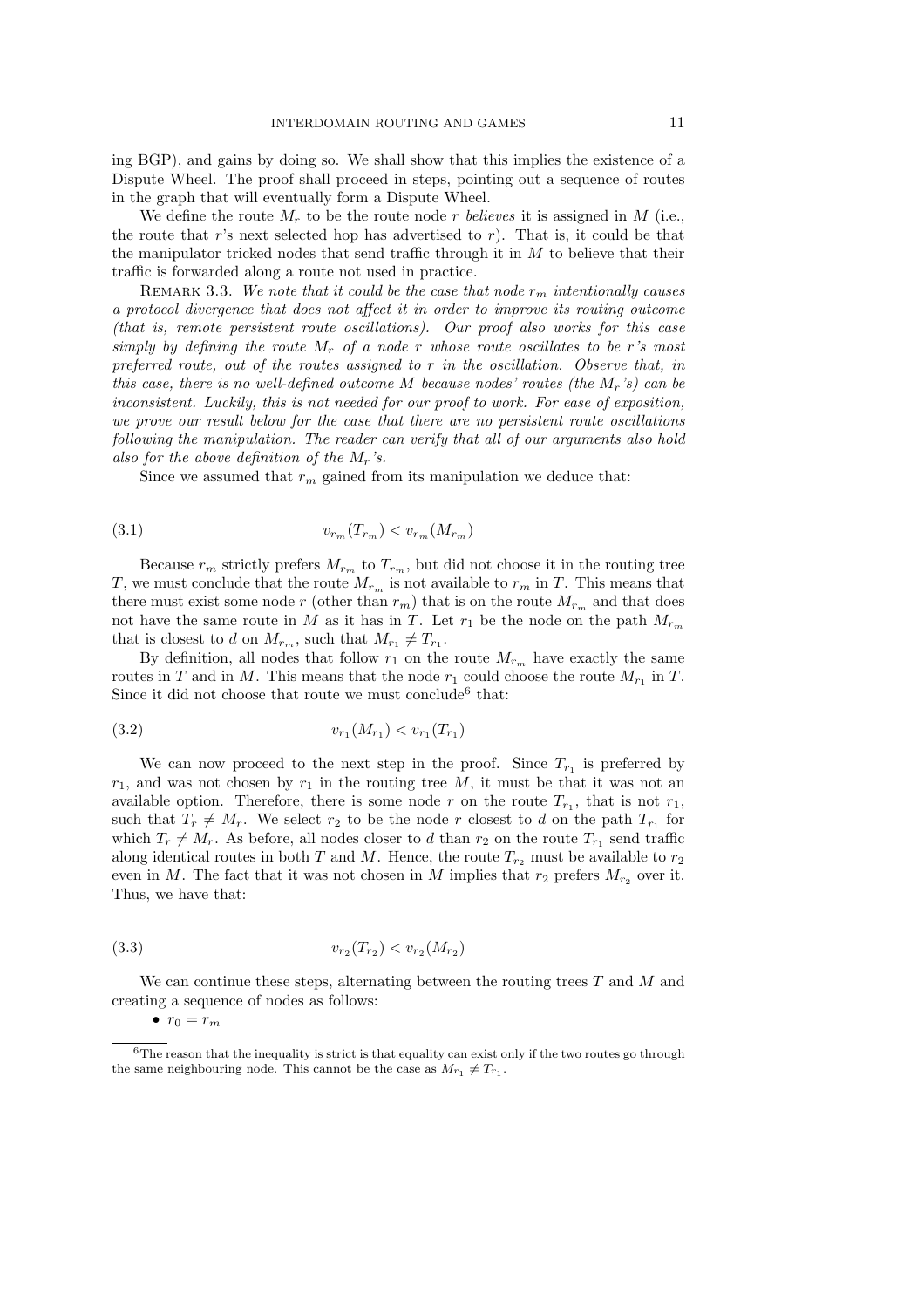ing BGP), and gains by doing so. We shall show that this implies the existence of a Dispute Wheel. The proof shall proceed in steps, pointing out a sequence of routes in the graph that will eventually form a Dispute Wheel.

We define the route $M_r$ to be the route node $r$ *believes* it is assigned in $M$ (i.e., the route that $r$'s next selected hop has advertised to $r$). That is, it could be that the manipulator tricked nodes that send traffic through it in $M$ to believe that their traffic is forwarded along a route not used in practice.

REMARK 3.3. *We note that it could be the case that node $r_m$ intentionally causes a protocol divergence that does not affect it in order to improve its routing outcome (that is, remote persistent route oscillations). Our proof also works for this case simply by defining the route $M_r$ of a node $r$ whose route oscillates to be $r$'s most preferred route, out of the routes assigned to $r$ in the oscillation. Observe that, in this case, there is no well-defined outcome $M$ because nodes' routes (the $M_r$'s) can be inconsistent. Luckily, this is not needed for our proof to work. For ease of exposition, we prove our result below for the case that there are no persistent route oscillations following the manipulation. The reader can verify that all of our arguments also hold also for the above definition of the $M_r$'s.*

Since we assumed that $r_m$ gained from its manipulation we deduce that:

$$v_{r_m}(T_{r_m}) < v_{r_m}(M_{r_m}) \tag{3.1}$$

Because $r_m$ strictly prefers $M_{r_m}$ to $T_{r_m}$, but did not choose it in the routing tree $T$, we must conclude that the route $M_{r_m}$ is not available to $r_m$ in $T$. This means that there must exist some node $r$ (other than $r_m$) that is on the route $M_{r_m}$ and that does not have the same route in $M$ as it has in $T$. Let $r_1$ be the node on the path $M_{r_m}$ that is closest to $d$ on $M_{r_m}$, such that $M_{r_1} \neq T_{r_1}$.

By definition, all nodes that follow $r_1$ on the route $M_{r_m}$ have exactly the same routes in $T$ and in $M$. This means that the node $r_1$ could choose the route $M_{r_1}$ in $T$. Since it did not choose that route we must conclude[6] that:

$$v_{r_1}(M_{r_1}) < v_{r_1}(T_{r_1}) \tag{3.2}$$

We can now proceed to the next step in the proof. Since $T_{r_1}$ is preferred by $r_1$, and was not chosen by $r_1$ in the routing tree $M$, it must be that it was not an available option. Therefore, there is some node $r$ on the route $T_{r_1}$, that is not $r_1$, such that $T_r \neq M_r$. We select $r_2$ to be the node $r$ closest to $d$ on the path $T_{r_1}$ for which $T_r \neq M_r$. As before, all nodes closer to $d$ than $r_2$ on the route $T_{r_1}$ send traffic along identical routes in both $T$ and $M$. Hence, the route $T_{r_2}$ must be available to $r_2$ even in $M$. The fact that it was not chosen in $M$ implies that $r_2$ prefers $M_{r_2}$ over it. Thus, we have that:

$$v_{r_2}(T_{r_2}) < v_{r_2}(M_{r_2}) \tag{3.3}$$

We can continue these steps, alternating between the routing trees $T$ and $M$ and creating a sequence of nodes as follows:

- $r_0 = r_m$

---

[6] The reason that the inequality is strict is that equality can exist only if the two routes go through the same neighbouring node. This cannot be the case as $M_{r_1} \neq T_{r_1}$.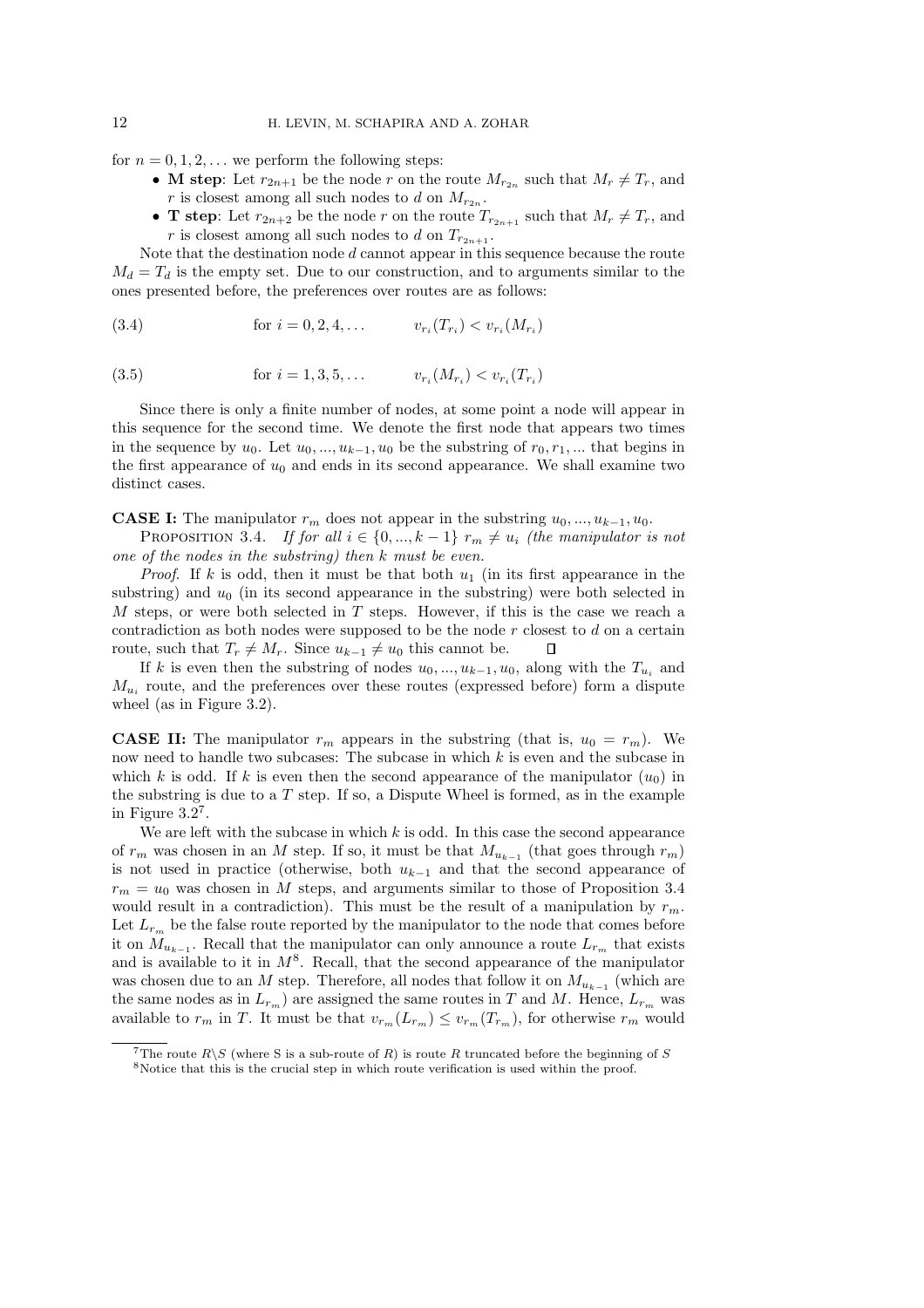for $n = 0, 1, 2, \ldots$ we perform the following steps:

- **M step**: Let $r_{2n+1}$ be the node $r$ on the route $M_{r_{2n}}$ such that $M_r \neq T_r$, and $r$ is closest among all such nodes to $d$ on $M_{r_{2n}}$.
- **T step**: Let $r_{2n+2}$ be the node $r$ on the route $T_{r_{2n+1}}$ such that $M_r \neq T_r$, and $r$ is closest among all such nodes to $d$ on $T_{r_{2n+1}}$.

Note that the destination node $d$ cannot appear in this sequence because the route $M_d = T_d$ is the empty set. Due to our construction, and to arguments similar to the ones presented before, the preferences over routes are as follows:

$$\text{for } i = 0, 2, 4, \ldots \qquad v_{r_i}(T_{r_i}) < v_{r_i}(M_{r_i}) \tag{3.4}$$

$$\text{for } i = 1, 3, 5, \ldots \qquad v_{r_i}(M_{r_i}) < v_{r_i}(T_{r_i}) \tag{3.5}$$

Since there is only a finite number of nodes, at some point a node will appear in this sequence for the second time. We denote the first node that appears two times in the sequence by $u_0$. Let $u_0, ..., u_{k-1}, u_0$ be the substring of $r_0, r_1, ...$ that begins in the first appearance of $u_0$ and ends in its second appearance. We shall examine two distinct cases.

**CASE I:** The manipulator $r_m$ does not appear in the substring $u_0, ..., u_{k-1}, u_0$.

PROPOSITION 3.4. *If for all $i \in \{0, ..., k-1\}$ $r_m \neq u_i$ (the manipulator is not one of the nodes in the substring) then $k$ must be even.*

*Proof*. If $k$ is odd, then it must be that both $u_1$ (in its first appearance in the substring) and $u_0$ (in its second appearance in the substring) were both selected in $M$ steps, or were both selected in $T$ steps. However, if this is the case we reach a contradiction as both nodes were supposed to be the node $r$ closest to $d$ on a certain route, such that $T_r \neq M_r$. Since $u_{k-1} \neq u_0$ this cannot be. ◻

If $k$ is even then the substring of nodes $u_0, ..., u_{k-1}, u_0$, along with the $T_{u_i}$ and $M_{u_i}$ route, and the preferences over these routes (expressed before) form a dispute wheel (as in Figure 3.2).

**CASE II:** The manipulator $r_m$ appears in the substring (that is, $u_0 = r_m$). We now need to handle two subcases: The subcase in which $k$ is even and the subcase in which $k$ is odd. If $k$ is even then the second appearance of the manipulator ($u_0$) in the substring is due to a $T$ step. If so, a Dispute Wheel is formed, as in the example in Figure 3.2[7].

We are left with the subcase in which $k$ is odd. In this case the second appearance of $r_m$ was chosen in an $M$ step. If so, it must be that $M_{u_{k-1}}$ (that goes through $r_m$) is not used in practice (otherwise, both $u_{k-1}$ and that the second appearance of $r_m = u_0$ was chosen in $M$ steps, and arguments similar to those of Proposition 3.4 would result in a contradiction). This must be the result of a manipulation by $r_m$. Let $L_{r_m}$ be the false route reported by the manipulator to the node that comes before it on $M_{u_{k-1}}$. Recall that the manipulator can only announce a route $L_{r_m}$ that exists and is available to it in $M$[8]. Recall, that the second appearance of the manipulator was chosen due to an $M$ step. Therefore, all nodes that follow it on $M_{u_{k-1}}$ (which are the same nodes as in $L_{r_m}$) are assigned the same routes in $T$ and $M$. Hence, $L_{r_m}$ was available to $r_m$ in $T$. It must be that $v_{r_m}(L_{r_m}) \leq v_{r_m}(T_{r_m})$, for otherwise $r_m$ would

---

[7] The route $R \backslash S$ (where S is a sub-route of $R$) is route $R$ truncated before the beginning of $S$

[8] Notice that this is the crucial step in which route verification is used within the proof.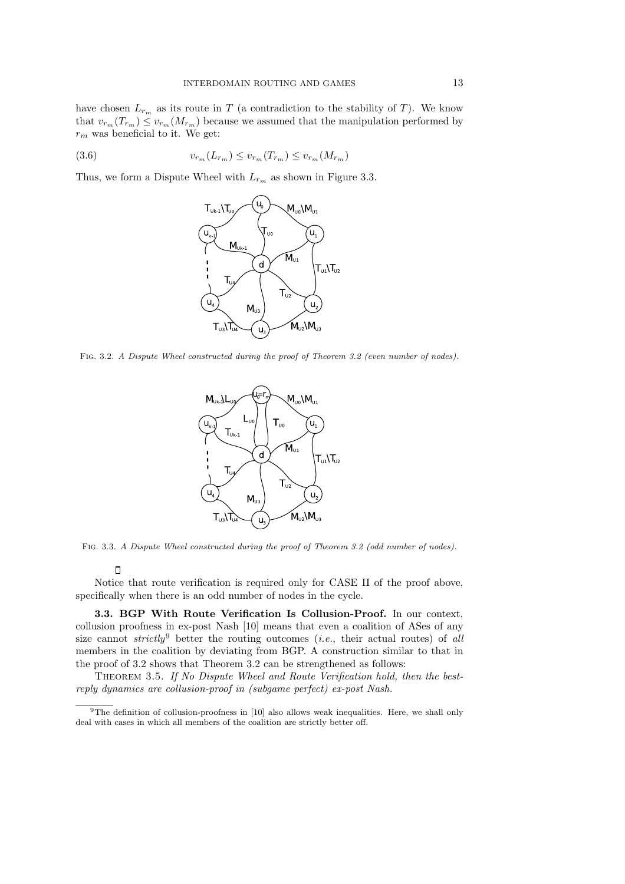have chosen $L_{r_m}$ as its route in $T$ (a contradiction to the stability of $T$). We know that $v_{r_m}(T_{r_m}) \leq v_{r_m}(M_{r_m})$ because we assumed that the manipulation performed by $r_m$ was beneficial to it. We get:

$$v_{r_m}(L_{r_m}) \leq v_{r_m}(T_{r_m}) \leq v_{r_m}(M_{r_m}) \tag{3.6}$$

Thus, we form a Dispute Wheel with $L_{r_m}$ as shown in Figure 3.3.

FIG. 3.2. *A Dispute Wheel constructed during the proof of Theorem 3.2 (even number of nodes).*

FIG. 3.3. *A Dispute Wheel constructed during the proof of Theorem 3.2 (odd number of nodes).*

□

Notice that route verification is required only for CASE II of the proof above, specifically when there is an odd number of nodes in the cycle.

**3.3. BGP With Route Verification Is Collusion-Proof.** In our context, collusion proofness in ex-post Nash [10] means that even a coalition of ASes of any size cannot *strictly*[9] better the routing outcomes (*i.e.*, their actual routes) of *all* members in the coalition by deviating from BGP. A construction similar to that in the proof of 3.2 shows that Theorem 3.2 can be strengthened as follows:

THEOREM 3.5. *If No Dispute Wheel and Route Verification hold, then the best-reply dynamics are collusion-proof in (subgame perfect) ex-post Nash.*

[9] The definition of collusion-proofness in [10] also allows weak inequalities. Here, we shall only deal with cases in which all members of the coalition are strictly better off.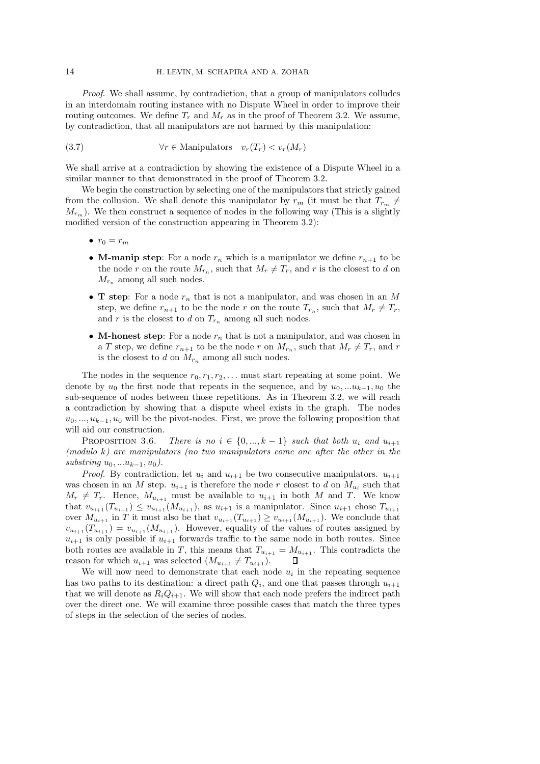*Proof*. We shall assume, by contradiction, that a group of manipulators colludes in an interdomain routing instance with no Dispute Wheel in order to improve their routing outcomes. We define $T_r$ and $M_r$ as in the proof of Theorem 3.2. We assume, by contradiction, that all manipulators are not harmed by this manipulation:

$$\forall r \in \text{Manipulators} \quad v_r(T_r) < v_r(M_r) \tag{3.7}$$

We shall arrive at a contradiction by showing the existence of a Dispute Wheel in a similar manner to that demonstrated in the proof of Theorem 3.2.

We begin the construction by selecting one of the manipulators that strictly gained from the collusion. We shall denote this manipulator by $r_m$ (it must be that $T_{r_m} \neq M_{r_m}$). We then construct a sequence of nodes in the following way (This is a slightly modified version of the construction appearing in Theorem 3.2):

- $r_0 = r_m$
- **M-manip step**: For a node $r_n$ which is a manipulator we define $r_{n+1}$ to be the node $r$ on the route $M_{r_n}$, such that $M_r \neq T_r$, and $r$ is the closest to $d$ on $M_{r_n}$ among all such nodes.
- **T step**: For a node $r_n$ that is not a manipulator, and was chosen in an $M$ step, we define $r_{n+1}$ to be the node $r$ on the route $T_{r_n}$, such that $M_r \neq T_r$, and $r$ is the closest to $d$ on $T_{r_n}$ among all such nodes.
- **M-honest step**: For a node $r_n$ that is not a manipulator, and was chosen in a $T$ step, we define $r_{n+1}$ to be the node $r$ on $M_{r_n}$, such that $M_r \neq T_r$, and $r$ is the closest to $d$ on $M_{r_n}$ among all such nodes.

The nodes in the sequence $r_0, r_1, r_2, \ldots$ must start repeating at some point. We denote by $u_0$ the first node that repeats in the sequence, and by $u_0, \ldots u_{k-1}, u_0$ the sub-sequence of nodes between those repetitions. As in Theorem 3.2, we will reach a contradiction by showing that a dispute wheel exists in the graph. The nodes $u_0, \ldots, u_{k-1}, u_0$ will be the pivot-nodes. First, we prove the following proposition that will aid our construction.

Proposition 3.6. *There is no $i \in \{0, \ldots, k-1\}$ such that both $u_i$ and $u_{i+1}$ (modulo $k$) are manipulators (no two manipulators come one after the other in the substring $u_0, \ldots u_{k-1}, u_0$).*

*Proof*. By contradiction, let $u_i$ and $u_{i+1}$ be two consecutive manipulators. $u_{i+1}$ was chosen in an $M$ step. $u_{i+1}$ is therefore the node $r$ closest to $d$ on $M_{u_i}$ such that $M_r \neq T_r$. Hence, $M_{u_{i+1}}$ must be available to $u_{i+1}$ in both $M$ and $T$. We know that $v_{u_{i+1}}(T_{u_{i+1}}) \leq v_{u_{i+1}}(M_{u_{i+1}})$, as $u_{i+1}$ is a manipulator. Since $u_{i+1}$ chose $T_{u_{i+1}}$ over $M_{u_{i+1}}$ in $T$ it must also be that $v_{u_{i+1}}(T_{u_{i+1}}) \geq v_{u_{i+1}}(M_{u_{i+1}})$. We conclude that $v_{u_{i+1}}(T_{u_{i+1}}) = v_{u_{i+1}}(M_{u_{i+1}})$. However, equality of the values of routes assigned by $u_{i+1}$ is only possible if $u_{i+1}$ forwards traffic to the same node in both routes. Since both routes are available in $T$, this means that $T_{u_{i+1}} = M_{u_{i+1}}$. This contradicts the reason for which $u_{i+1}$ was selected ($M_{u_{i+1}} \neq T_{u_{i+1}}$). ◻

We will now need to demonstrate that each node $u_i$ in the repeating sequence has two paths to its destination: a direct path $Q_i$, and one that passes through $u_{i+1}$ that we will denote as $R_iQ_{i+1}$. We will show that each node prefers the indirect path over the direct one. We will examine three possible cases that match the three types of steps in the selection of the series of nodes.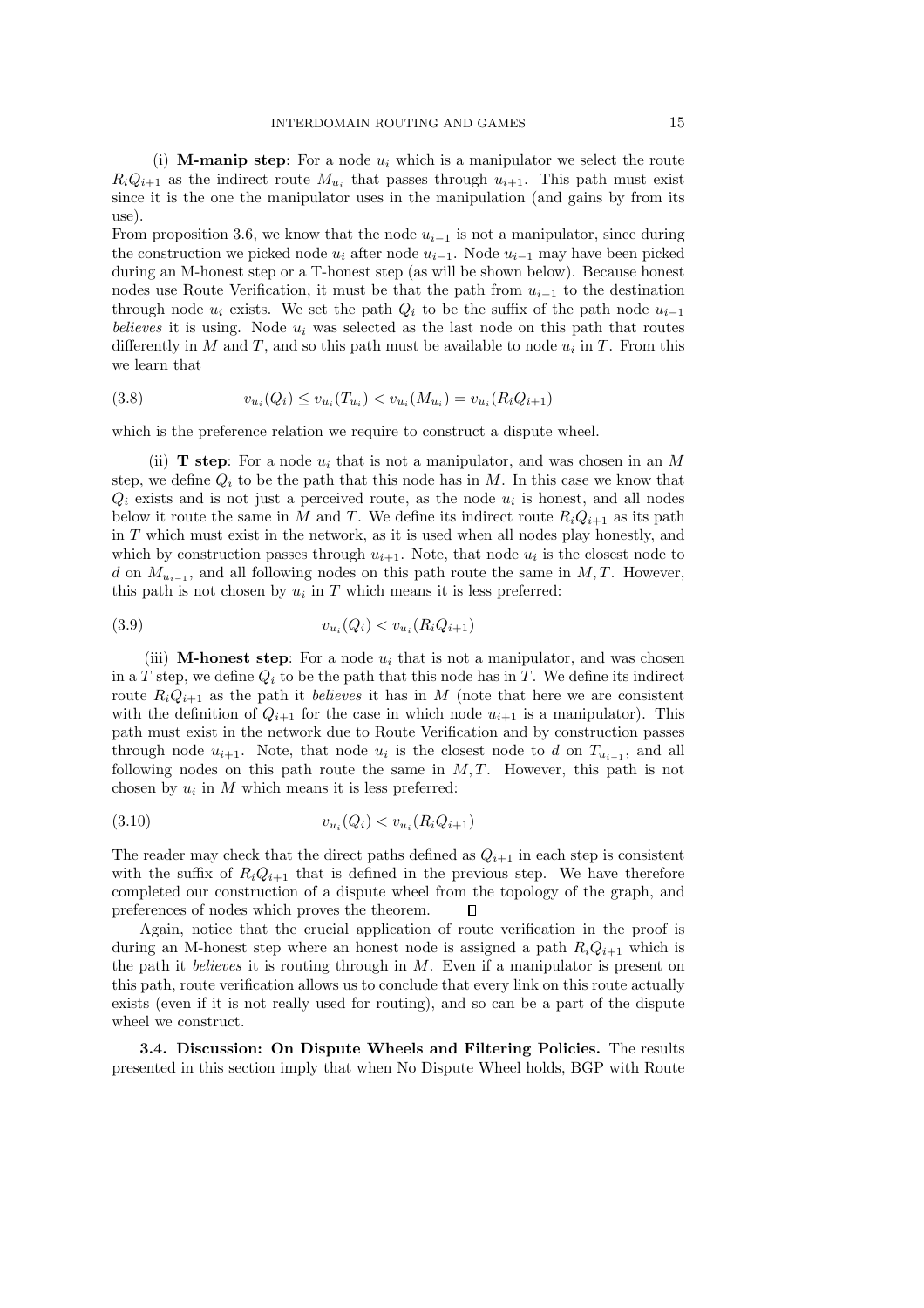(i) **M-manip step**: For a node $u_i$ which is a manipulator we select the route $R_iQ_{i+1}$ as the indirect route $M_{u_i}$ that passes through $u_{i+1}$. This path must exist since it is the one the manipulator uses in the manipulation (and gains by from its use).

From proposition 3.6, we know that the node $u_{i-1}$ is not a manipulator, since during the construction we picked node $u_i$ after node $u_{i-1}$. Node $u_{i-1}$ may have been picked during an M-honest step or a T-honest step (as will be shown below). Because honest nodes use Route Verification, it must be that the path from $u_{i-1}$ to the destination through node $u_i$ exists. We set the path $Q_i$ to be the suffix of the path node $u_{i-1}$ *believes* it is using. Node $u_i$ was selected as the last node on this path that routes differently in $M$ and $T$, and so this path must be available to node $u_i$ in $T$. From this we learn that

$$v_{u_i}(Q_i) \leq v_{u_i}(T_{u_i}) < v_{u_i}(M_{u_i}) = v_{u_i}(R_iQ_{i+1}) \tag{3.8}$$

which is the preference relation we require to construct a dispute wheel.

(ii) **T step**: For a node $u_i$ that is not a manipulator, and was chosen in an $M$ step, we define $Q_i$ to be the path that this node has in $M$. In this case we know that $Q_i$ exists and is not just a perceived route, as the node $u_i$ is honest, and all nodes below it route the same in $M$ and $T$. We define its indirect route $R_iQ_{i+1}$ as its path in $T$ which must exist in the network, as it is used when all nodes play honestly, and which by construction passes through $u_{i+1}$. Note, that node $u_i$ is the closest node to $d$ on $M_{u_{i-1}}$, and all following nodes on this path route the same in $M, T$. However, this path is not chosen by $u_i$ in $T$ which means it is less preferred:

$$v_{u_i}(Q_i) < v_{u_i}(R_iQ_{i+1}) \tag{3.9}$$

(iii) **M-honest step**: For a node $u_i$ that is not a manipulator, and was chosen in a $T$ step, we define $Q_i$ to be the path that this node has in $T$. We define its indirect route $R_iQ_{i+1}$ as the path it *believes* it has in $M$ (note that here we are consistent with the definition of $Q_{i+1}$ for the case in which node $u_{i+1}$ is a manipulator). This path must exist in the network due to Route Verification and by construction passes through node $u_{i+1}$. Note, that node $u_i$ is the closest node to $d$ on $T_{u_{i-1}}$, and all following nodes on this path route the same in $M, T$. However, this path is not chosen by $u_i$ in $M$ which means it is less preferred:

$$v_{u_i}(Q_i) < v_{u_i}(R_iQ_{i+1}) \tag{3.10}$$

The reader may check that the direct paths defined as $Q_{i+1}$ in each step is consistent with the suffix of $R_iQ_{i+1}$ that is defined in the previous step. We have therefore completed our construction of a dispute wheel from the topology of the graph, and preferences of nodes which proves the theorem. □

Again, notice that the crucial application of route verification in the proof is during an M-honest step where an honest node is assigned a path $R_iQ_{i+1}$ which is the path it *believes* it is routing through in $M$. Even if a manipulator is present on this path, route verification allows us to conclude that every link on this route actually exists (even if it is not really used for routing), and so can be a part of the dispute wheel we construct.

**3.4. Discussion: On Dispute Wheels and Filtering Policies.** The results presented in this section imply that when No Dispute Wheel holds, BGP with Route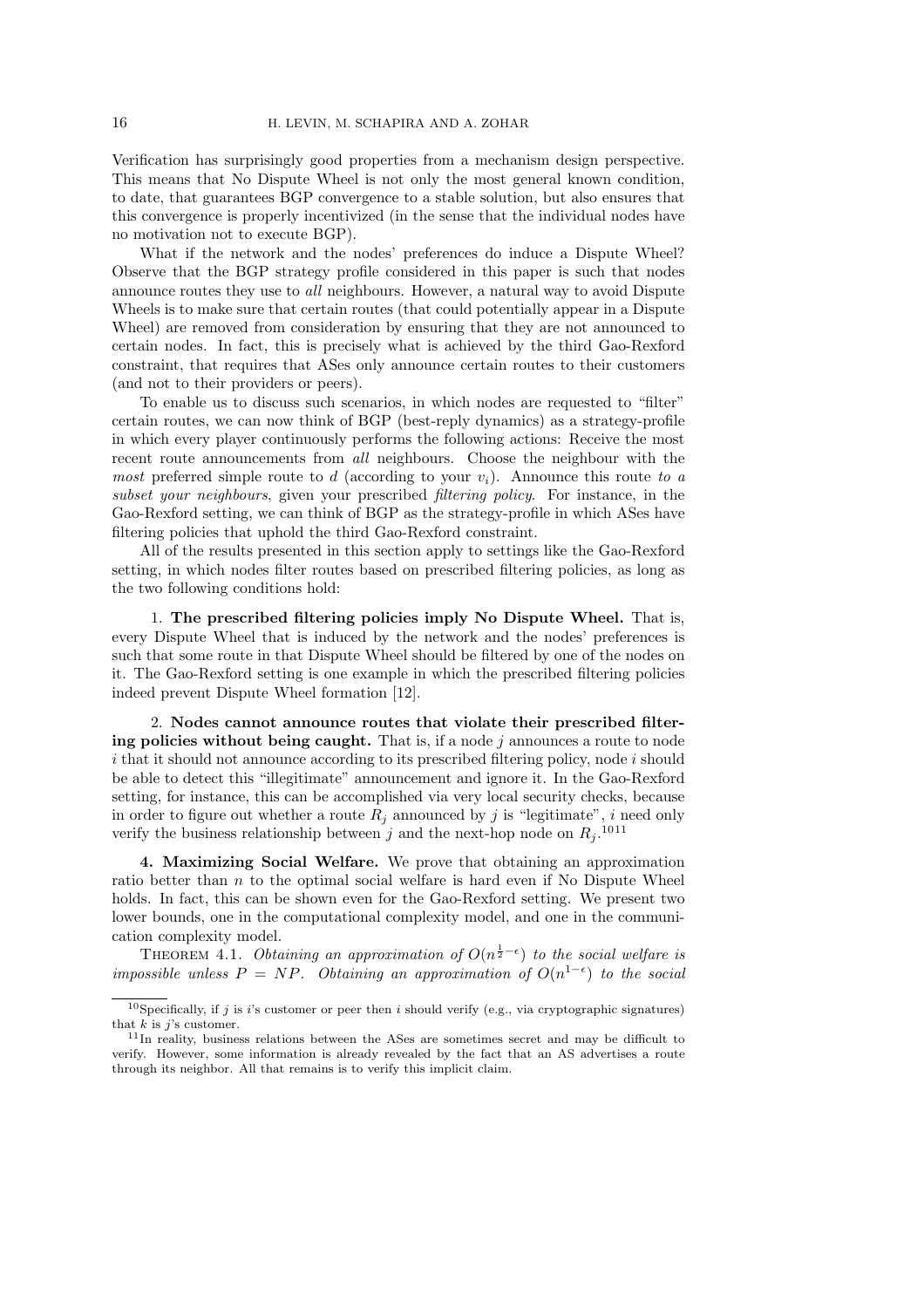Verification has surprisingly good properties from a mechanism design perspective. This means that No Dispute Wheel is not only the most general known condition, to date, that guarantees BGP convergence to a stable solution, but also ensures that this convergence is properly incentivized (in the sense that the individual nodes have no motivation not to execute BGP).

What if the network and the nodes' preferences do induce a Dispute Wheel? Observe that the BGP strategy profile considered in this paper is such that nodes announce routes they use to *all* neighbours. However, a natural way to avoid Dispute Wheels is to make sure that certain routes (that could potentially appear in a Dispute Wheel) are removed from consideration by ensuring that they are not announced to certain nodes. In fact, this is precisely what is achieved by the third Gao-Rexford constraint, that requires that ASes only announce certain routes to their customers (and not to their providers or peers).

To enable us to discuss such scenarios, in which nodes are requested to "filter" certain routes, we can now think of BGP (best-reply dynamics) as a strategy-profile in which every player continuously performs the following actions: Receive the most recent route announcements from *all* neighbours. Choose the neighbour with the *most* preferred simple route to $d$ (according to your $v_i$). Announce this route *to a subset your neighbours*, given your prescribed *filtering policy*. For instance, in the Gao-Rexford setting, we can think of BGP as the strategy-profile in which ASes have filtering policies that uphold the third Gao-Rexford constraint.

All of the results presented in this section apply to settings like the Gao-Rexford setting, in which nodes filter routes based on prescribed filtering policies, as long as the two following conditions hold:

1. **The prescribed filtering policies imply No Dispute Wheel.** That is, every Dispute Wheel that is induced by the network and the nodes' preferences is such that some route in that Dispute Wheel should be filtered by one of the nodes on it. The Gao-Rexford setting is one example in which the prescribed filtering policies indeed prevent Dispute Wheel formation [12].

2. **Nodes cannot announce routes that violate their prescribed filtering policies without being caught.** That is, if a node $j$ announces a route to node $i$ that it should not announce according to its prescribed filtering policy, node $i$ should be able to detect this "illegitimate" announcement and ignore it. In the Gao-Rexford setting, for instance, this can be accomplished via very local security checks, because in order to figure out whether a route $R_j$ announced by $j$ is "legitimate", $i$ need only verify the business relationship between $j$ and the next-hop node on $R_j$.[10][11]

**4. Maximizing Social Welfare.** We prove that obtaining an approximation ratio better than $n$ to the optimal social welfare is hard even if No Dispute Wheel holds. In fact, this can be shown even for the Gao-Rexford setting. We present two lower bounds, one in the computational complexity model, and one in the communication complexity model.

THEOREM 4.1. *Obtaining an approximation of $O(n^{\frac{1}{2}-\epsilon})$ to the social welfare is impossible unless $P = NP$. Obtaining an approximation of $O(n^{1-\epsilon})$ to the social*

---

[10] Specifically, if $j$ is $i$'s customer or peer then $i$ should verify (e.g., via cryptographic signatures) that $k$ is $j$'s customer.

[11] In reality, business relations between the ASes are sometimes secret and may be difficult to verify. However, some information is already revealed by the fact that an AS advertises a route through its neighbor. All that remains is to verify this implicit claim.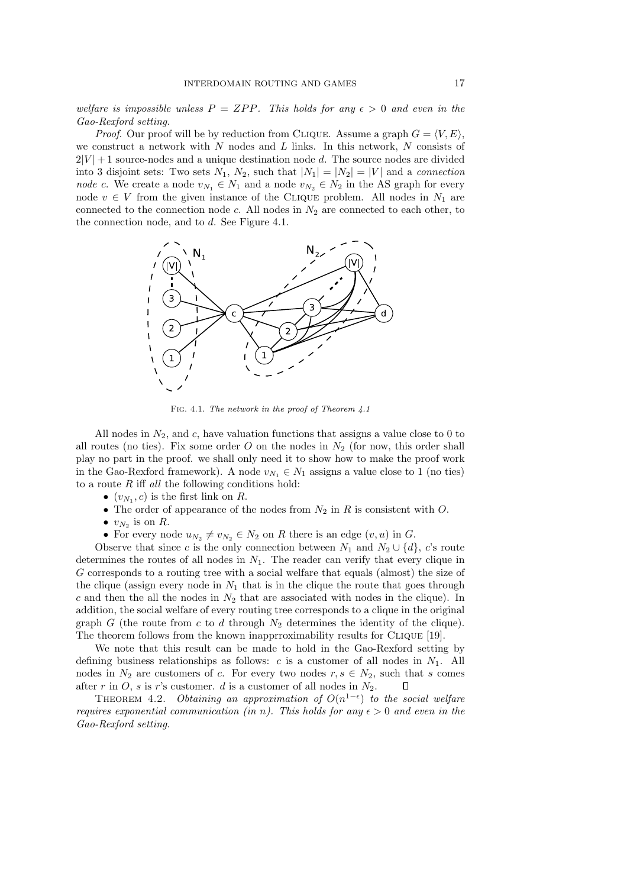*welfare is impossible unless $P = ZPP$. This holds for any $\epsilon > 0$ and even in the Gao-Rexford setting.*

*Proof.* Our proof will be by reduction from CLIQUE. Assume a graph $G = \langle V, E \rangle$, we construct a network with $N$ nodes and $L$ links. In this network, $N$ consists of $2|V|+1$ source-nodes and a unique destination node $d$. The source nodes are divided into 3 disjoint sets: Two sets $N_1$, $N_2$, such that $|N_1| = |N_2| = |V|$ and a *connection node* $c$. We create a node $v_{N_1} \in N_1$ and a node $v_{N_2} \in N_2$ in the AS graph for every node $v \in V$ from the given instance of the CLIQUE problem. All nodes in $N_1$ are connected to the connection node $c$. All nodes in $N_2$ are connected to each other, to the connection node, and to $d$. See Figure 4.1.

Fig. 4.1. *The network in the proof of Theorem 4.1*

All nodes in $N_2$, and $c$, have valuation functions that assigns a value close to 0 to all routes (no ties). Fix some order $O$ on the nodes in $N_2$ (for now, this order shall play no part in the proof. we shall only need it to show how to make the proof work in the Gao-Rexford framework). A node $v_{N_1} \in N_1$ assigns a value close to 1 (no ties) to a route $R$ iff *all* the following conditions hold:

- $(v_{N_1}, c)$ is the first link on $R$.
- The order of appearance of the nodes from $N_2$ in $R$ is consistent with $O$.
- $v_{N_2}$ is on $R$.
- For every node $u_{N_2} \neq v_{N_2} \in N_2$ on $R$ there is an edge $(v, u)$ in $G$.

Observe that since $c$ is the only connection between $N_1$ and $N_2 \cup \{d\}$, $c$'s route determines the routes of all nodes in $N_1$. The reader can verify that every clique in $G$ corresponds to a routing tree with a social welfare that equals (almost) the size of the clique (assign every node in $N_1$ that is in the clique the route that goes through $c$ and then the all the nodes in $N_2$ that are associated with nodes in the clique). In addition, the social welfare of every routing tree corresponds to a clique in the original graph $G$ (the route from $c$ to $d$ through $N_2$ determines the identity of the clique). The theorem follows from the known inapprroximability results for CLIQUE [19].

We note that this result can be made to hold in the Gao-Rexford setting by defining business relationships as follows: $c$ is a customer of all nodes in $N_1$. All nodes in $N_2$ are customers of $c$. For every two nodes $r, s \in N_2$, such that $s$ comes after $r$ in $O$, $s$ is $r$'s customer. $d$ is a customer of all nodes in $N_2$. ◻

THEOREM 4.2. *Obtaining an approximation of $O(n^{1-\epsilon})$ to the social welfare requires exponential communication (in $n$). This holds for any $\epsilon > 0$ and even in the Gao-Rexford setting.*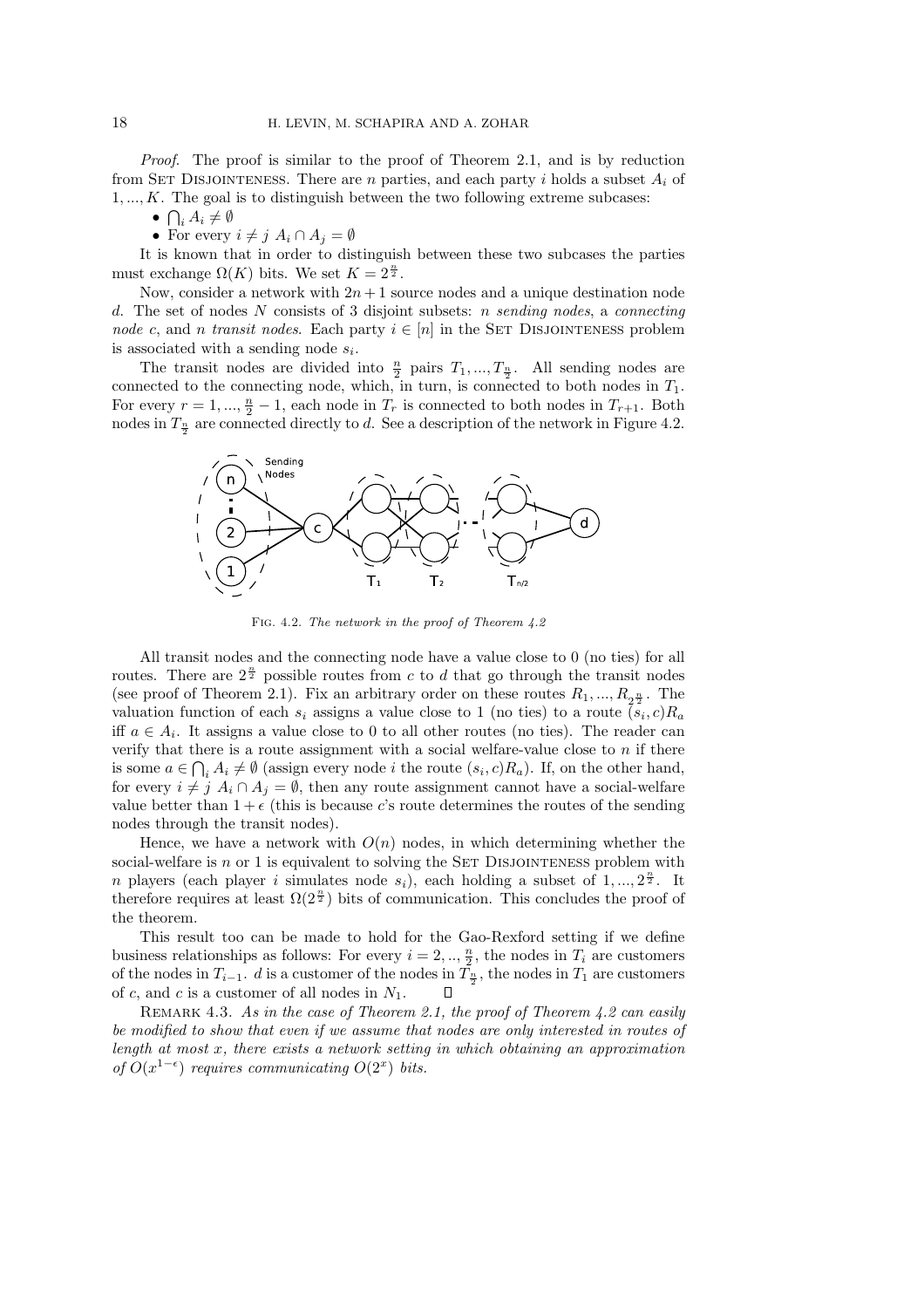*Proof.* The proof is similar to the proof of Theorem 2.1, and is by reduction from SET DISJOINTENESS. There are $n$ parties, and each party $i$ holds a subset $A_i$ of $1, ..., K$. The goal is to distinguish between the two following extreme subcases:

- $\bigcap_i A_i \neq \emptyset$
- For every $i \neq j$ $A_i \cap A_j = \emptyset$

It is known that in order to distinguish between these two subcases the parties must exchange $\Omega(K)$ bits. We set $K = 2^{\frac{n}{2}}$.

Now, consider a network with $2n + 1$ source nodes and a unique destination node $d$. The set of nodes $N$ consists of 3 disjoint subsets: $n$ *sending nodes*, a *connecting node* $c$, and $n$ *transit nodes*. Each party $i \in [n]$ in the SET DISJOINTENESS problem is associated with a sending node $s_i$.

The transit nodes are divided into $\frac{n}{2}$ pairs $T_1, ..., T_{\frac{n}{2}}$. All sending nodes are connected to the connecting node, which, in turn, is connected to both nodes in $T_1$. For every $r = 1, ..., \frac{n}{2} - 1$, each node in $T_r$ is connected to both nodes in $T_{r+1}$. Both nodes in $T_{\frac{n}{2}}$ are connected directly to $d$. See a description of the network in Figure 4.2.

FIG. 4.2. *The network in the proof of Theorem 4.2*

All transit nodes and the connecting node have a value close to 0 (no ties) for all routes. There are $2^{\frac{n}{2}}$ possible routes from $c$ to $d$ that go through the transit nodes (see proof of Theorem 2.1). Fix an arbitrary order on these routes $R_1, ..., R_{2^{\frac{n}{2}}}$. The valuation function of each $s_i$ assigns a value close to 1 (no ties) to a route $(s_i, c)R_a$ iff $a \in A_i$. It assigns a value close to 0 to all other routes (no ties). The reader can verify that there is a route assignment with a social welfare-value close to $n$ if there is some $a \in \bigcap_i A_i \neq \emptyset$ (assign every node $i$ the route $(s_i, c)R_a$). If, on the other hand, for every $i \neq j$ $A_i \cap A_j = \emptyset$, then any route assignment cannot have a social-welfare value better than $1 + \epsilon$ (this is because $c$'s route determines the routes of the sending nodes through the transit nodes).

Hence, we have a network with $O(n)$ nodes, in which determining whether the social-welfare is $n$ or 1 is equivalent to solving the SET DISJOINTENESS problem with $n$ players (each player $i$ simulates node $s_i$), each holding a subset of $1, ..., 2^{\frac{n}{2}}$. It therefore requires at least $\Omega(2^{\frac{n}{2}})$ bits of communication. This concludes the proof of the theorem.

This result too can be made to hold for the Gao-Rexford setting if we define business relationships as follows: For every $i = 2, .., \frac{n}{2}$, the nodes in $T_i$ are customers of the nodes in $T_{i-1}$. $d$ is a customer of the nodes in $T_{\frac{n}{2}}$, the nodes in $T_1$ are customers of $c$, and $c$ is a customer of all nodes in $N_1$. □

REMARK 4.3. *As in the case of Theorem 2.1, the proof of Theorem 4.2 can easily be modified to show that even if we assume that nodes are only interested in routes of length at most $x$, there exists a network setting in which obtaining an approximation of $O(x^{1-\epsilon})$ requires communicating $O(2^x)$ bits.*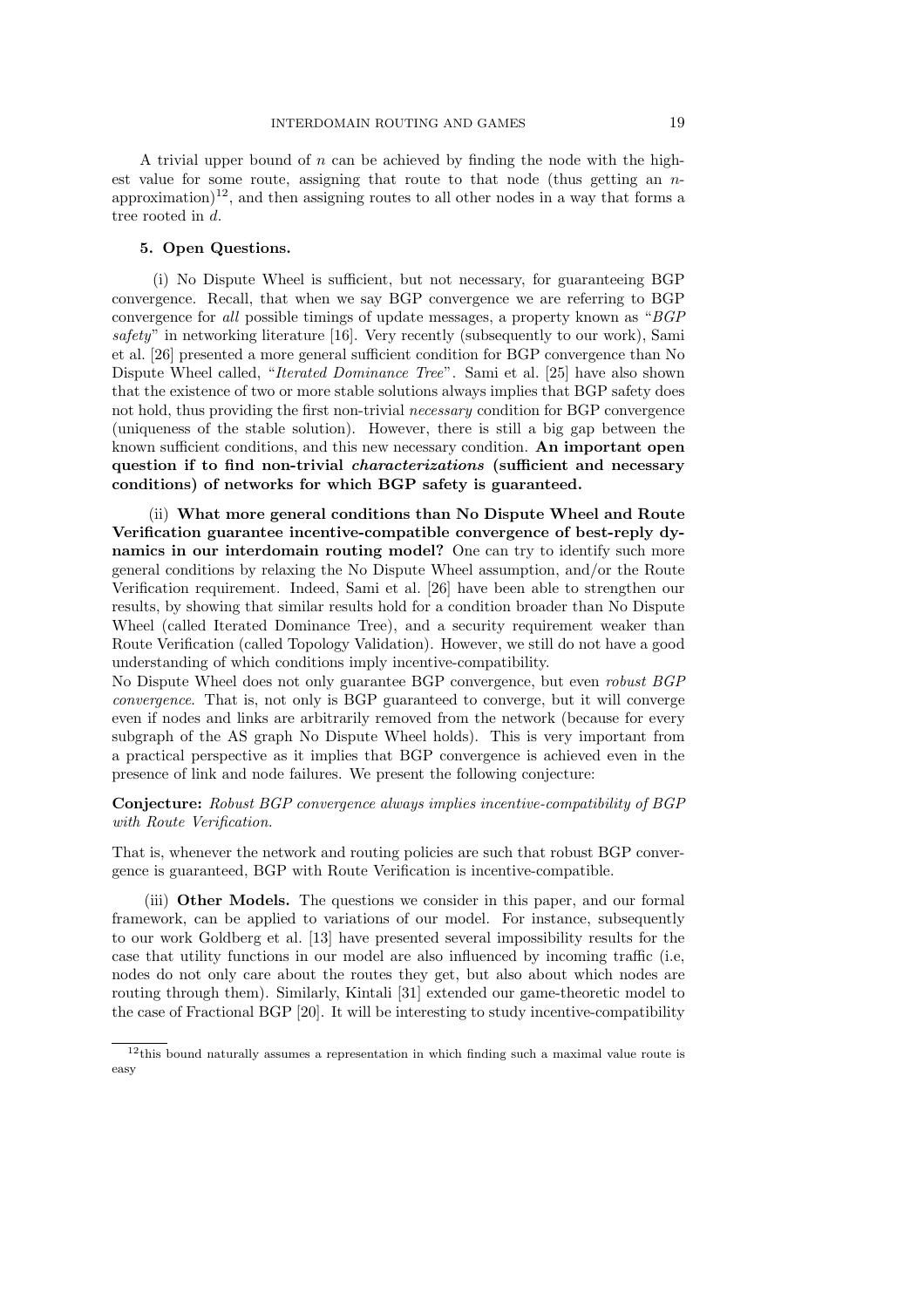A trivial upper bound of $n$ can be achieved by finding the node with the highest value for some route, assigning that route to that node (thus getting an $n$-approximation)[12], and then assigning routes to all other nodes in a way that forms a tree rooted in $d$.

## 5. Open Questions.

(i) No Dispute Wheel is sufficient, but not necessary, for guaranteeing BGP convergence. Recall, that when we say BGP convergence we are referring to BGP convergence for *all* possible timings of update messages, a property known as "*BGP safety*" in networking literature [16]. Very recently (subsequently to our work), Sami et al. [26] presented a more general sufficient condition for BGP convergence than No Dispute Wheel called, "*Iterated Dominance Tree*". Sami et al. [25] have also shown that the existence of two or more stable solutions always implies that BGP safety does not hold, thus providing the first non-trivial *necessary* condition for BGP convergence (uniqueness of the stable solution). However, there is still a big gap between the known sufficient conditions, and this new necessary condition. **An important open question if to find non-trivial *characterizations* (sufficient and necessary conditions) of networks for which BGP safety is guaranteed.**

(ii) **What more general conditions than No Dispute Wheel and Route Verification guarantee incentive-compatible convergence of best-reply dynamics in our interdomain routing model?** One can try to identify such more general conditions by relaxing the No Dispute Wheel assumption, and/or the Route Verification requirement. Indeed, Sami et al. [26] have been able to strengthen our results, by showing that similar results hold for a condition broader than No Dispute Wheel (called Iterated Dominance Tree), and a security requirement weaker than Route Verification (called Topology Validation). However, we still do not have a good understanding of which conditions imply incentive-compatibility.
No Dispute Wheel does not only guarantee BGP convergence, but even *robust BGP convergence*. That is, not only is BGP guaranteed to converge, but it will converge even if nodes and links are arbitrarily removed from the network (because for every subgraph of the AS graph No Dispute Wheel holds). This is very important from a practical perspective as it implies that BGP convergence is achieved even in the presence of link and node failures. We present the following conjecture:

**Conjecture:** *Robust BGP convergence always implies incentive-compatibility of BGP with Route Verification.*

That is, whenever the network and routing policies are such that robust BGP convergence is guaranteed, BGP with Route Verification is incentive-compatible.

(iii) **Other Models.** The questions we consider in this paper, and our formal framework, can be applied to variations of our model. For instance, subsequently to our work Goldberg et al. [13] have presented several impossibility results for the case that utility functions in our model are also influenced by incoming traffic (i.e, nodes do not only care about the routes they get, but also about which nodes are routing through them). Similarly, Kintali [31] extended our game-theoretic model to the case of Fractional BGP [20]. It will be interesting to study incentive-compatibility

[12] this bound naturally assumes a representation in which finding such a maximal value route is easy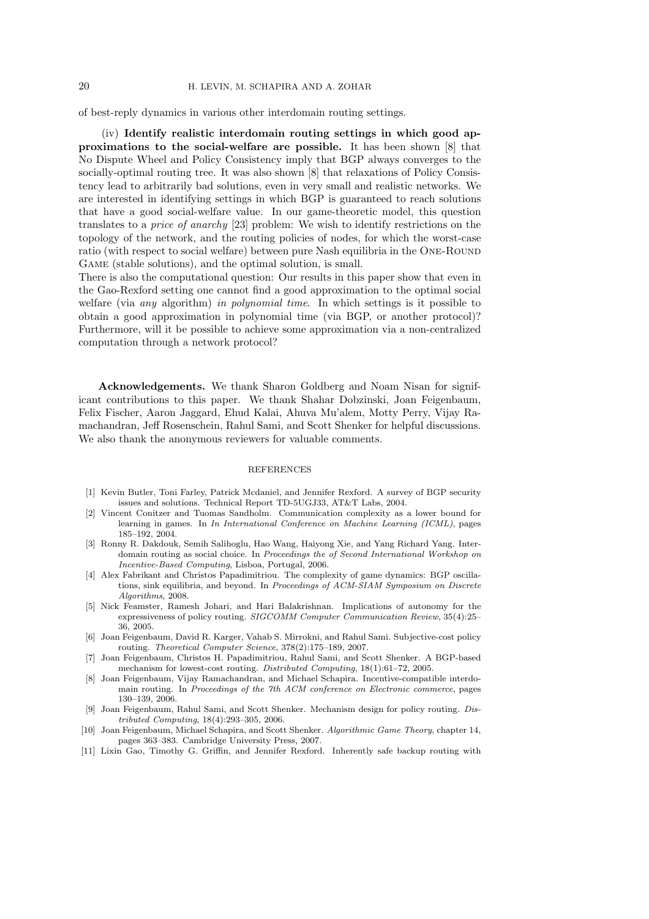of best-reply dynamics in various other interdomain routing settings.

(iv) **Identify realistic interdomain routing settings in which good approximations to the social-welfare are possible.** It has been shown [8] that No Dispute Wheel and Policy Consistency imply that BGP always converges to the socially-optimal routing tree. It was also shown [8] that relaxations of Policy Consistency lead to arbitrarily bad solutions, even in very small and realistic networks. We are interested in identifying settings in which BGP is guaranteed to reach solutions that have a good social-welfare value. In our game-theoretic model, this question translates to a *price of anarchy* [23] problem: We wish to identify restrictions on the topology of the network, and the routing policies of nodes, for which the worst-case ratio (with respect to social welfare) between pure Nash equilibria in the One-Round Game (stable solutions), and the optimal solution, is small.
There is also the computational question: Our results in this paper show that even in the Gao-Rexford setting one cannot find a good approximation to the optimal social welfare (via *any* algorithm) *in polynomial time*. In which settings is it possible to obtain a good approximation in polynomial time (via BGP, or another protocol)? Furthermore, will it be possible to achieve some approximation via a non-centralized computation through a network protocol?

**Acknowledgements.** We thank Sharon Goldberg and Noam Nisan for significant contributions to this paper. We thank Shahar Dobzinski, Joan Feigenbaum, Felix Fischer, Aaron Jaggard, Ehud Kalai, Ahuva Mu'alem, Motty Perry, Vijay Ramachandran, Jeff Rosenschein, Rahul Sami, and Scott Shenker for helpful discussions. We also thank the anonymous reviewers for valuable comments.

## REFERENCES

[1] Kevin Butler, Toni Farley, Patrick Mcdaniel, and Jennifer Rexford. A survey of BGP security issues and solutions. Technical Report TD-5UGJ33, AT&T Labs, 2004.

[2] Vincent Conitzer and Tuomas Sandholm. Communication complexity as a lower bound for learning in games. In *In International Conference on Machine Learning (ICML)*, pages 185–192, 2004.

[3] Ronny R. Dakdouk, Semih Salihoglu, Hao Wang, Haiyong Xie, and Yang Richard Yang. Interdomain routing as social choice. In *Proceedings the of Second International Workshop on Incentive-Based Computing*, Lisboa, Portugal, 2006.

[4] Alex Fabrikant and Christos Papadimitriou. The complexity of game dynamics: BGP oscillations, sink equilibria, and beyond. In *Proceedings of ACM-SIAM Symposium on Discrete Algorithms*, 2008.

[5] Nick Feamster, Ramesh Johari, and Hari Balakrishnan. Implications of autonomy for the expressiveness of policy routing. *SIGCOMM Computer Communication Review*, 35(4):25–36, 2005.

[6] Joan Feigenbaum, David R. Karger, Vahab S. Mirrokni, and Rahul Sami. Subjective-cost policy routing. *Theoretical Computer Science*, 378(2):175–189, 2007.

[7] Joan Feigenbaum, Christos H. Papadimitriou, Rahul Sami, and Scott Shenker. A BGP-based mechanism for lowest-cost routing. *Distributed Computing*, 18(1):61–72, 2005.

[8] Joan Feigenbaum, Vijay Ramachandran, and Michael Schapira. Incentive-compatible interdomain routing. In *Proceedings of the 7th ACM conference on Electronic commerce*, pages 130–139, 2006.

[9] Joan Feigenbaum, Rahul Sami, and Scott Shenker. Mechanism design for policy routing. *Distributed Computing*, 18(4):293–305, 2006.

[10] Joan Feigenbaum, Michael Schapira, and Scott Shenker. *Algorithmic Game Theory*, chapter 14, pages 363–383. Cambridge University Press, 2007.

[11] Lixin Gao, Timothy G. Griffin, and Jennifer Rexford. Inherently safe backup routing with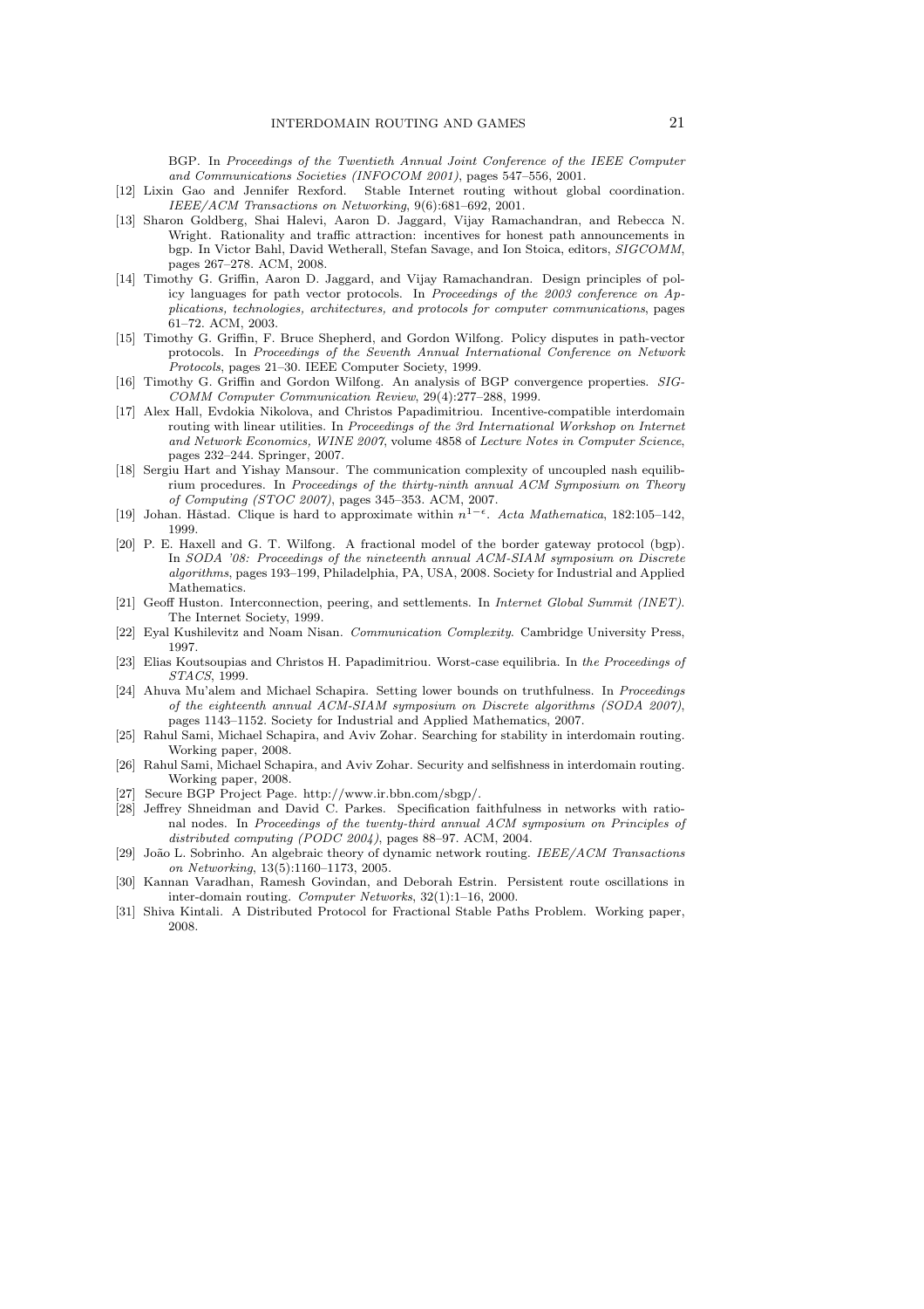BGP. In *Proceedings of the Twentieth Annual Joint Conference of the IEEE Computer and Communications Societies (INFOCOM 2001)*, pages 547–556, 2001.

[12] Lixin Gao and Jennifer Rexford. Stable Internet routing without global coordination. *IEEE/ACM Transactions on Networking*, 9(6):681–692, 2001.

[13] Sharon Goldberg, Shai Halevi, Aaron D. Jaggard, Vijay Ramachandran, and Rebecca N. Wright. Rationality and traffic attraction: incentives for honest path announcements in bgp. In Victor Bahl, David Wetherall, Stefan Savage, and Ion Stoica, editors, *SIGCOMM*, pages 267–278. ACM, 2008.

[14] Timothy G. Griffin, Aaron D. Jaggard, and Vijay Ramachandran. Design principles of policy languages for path vector protocols. In *Proceedings of the 2003 conference on Applications, technologies, architectures, and protocols for computer communications*, pages 61–72. ACM, 2003.

[15] Timothy G. Griffin, F. Bruce Shepherd, and Gordon Wilfong. Policy disputes in path-vector protocols. In *Proceedings of the Seventh Annual International Conference on Network Protocols*, pages 21–30. IEEE Computer Society, 1999.

[16] Timothy G. Griffin and Gordon Wilfong. An analysis of BGP convergence properties. *SIGCOMM Computer Communication Review*, 29(4):277–288, 1999.

[17] Alex Hall, Evdokia Nikolova, and Christos Papadimitriou. Incentive-compatible interdomain routing with linear utilities. In *Proceedings of the 3rd International Workshop on Internet and Network Economics, WINE 2007*, volume 4858 of *Lecture Notes in Computer Science*, pages 232–244. Springer, 2007.

[18] Sergiu Hart and Yishay Mansour. The communication complexity of uncoupled nash equilibrium procedures. In *Proceedings of the thirty-ninth annual ACM Symposium on Theory of Computing (STOC 2007)*, pages 345–353. ACM, 2007.

[19] Johan. Håstad. Clique is hard to approximate within $n^{1-\epsilon}$. *Acta Mathematica*, 182:105–142, 1999.

[20] P. E. Haxell and G. T. Wilfong. A fractional model of the border gateway protocol (bgp). In *SODA '08: Proceedings of the nineteenth annual ACM-SIAM symposium on Discrete algorithms*, pages 193–199, Philadelphia, PA, USA, 2008. Society for Industrial and Applied Mathematics.

[21] Geoff Huston. Interconnection, peering, and settlements. In *Internet Global Summit (INET)*. The Internet Society, 1999.

[22] Eyal Kushilevitz and Noam Nisan. *Communication Complexity*. Cambridge University Press, 1997.

[23] Elias Koutsoupias and Christos H. Papadimitriou. Worst-case equilibria. In *the Proceedings of STACS*, 1999.

[24] Ahuva Mu'alem and Michael Schapira. Setting lower bounds on truthfulness. In *Proceedings of the eighteenth annual ACM-SIAM symposium on Discrete algorithms (SODA 2007)*, pages 1143–1152. Society for Industrial and Applied Mathematics, 2007.

[25] Rahul Sami, Michael Schapira, and Aviv Zohar. Searching for stability in interdomain routing. Working paper, 2008.

[26] Rahul Sami, Michael Schapira, and Aviv Zohar. Security and selfishness in interdomain routing. Working paper, 2008.

[27] Secure BGP Project Page. http://www.ir.bbn.com/sbgp/.

[28] Jeffrey Shneidman and David C. Parkes. Specification faithfulness in networks with rational nodes. In *Proceedings of the twenty-third annual ACM symposium on Principles of distributed computing (PODC 2004)*, pages 88–97. ACM, 2004.

[29] João L. Sobrinho. An algebraic theory of dynamic network routing. *IEEE/ACM Transactions on Networking*, 13(5):1160–1173, 2005.

[30] Kannan Varadhan, Ramesh Govindan, and Deborah Estrin. Persistent route oscillations in inter-domain routing. *Computer Networks*, 32(1):1–16, 2000.

[31] Shiva Kintali. A Distributed Protocol for Fractional Stable Paths Problem. Working paper, 2008.